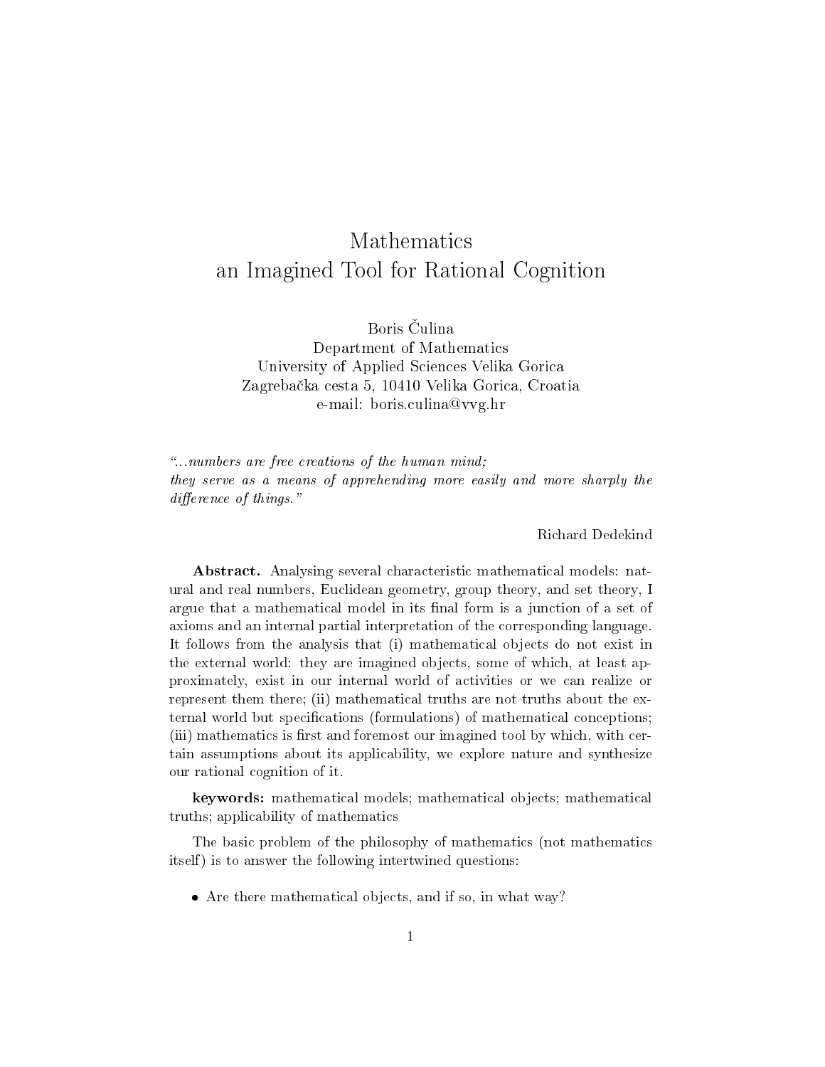# Mathematics
# an Imagined Tool for Rational Cognition

Boris Čulina
Department of Mathematics
University of Applied Sciences Velika Gorica
Zagrebačka cesta 5, 10410 Velika Gorica, Croatia
e-mail: boris.culina@vvg.hr

*"...numbers are free creations of the human mind;*
*they serve as a means of apprehending more easily and more sharply the difference of things."*

Richard Dedekind

**Abstract.** Analysing several characteristic mathematical models: natural and real numbers, Euclidean geometry, group theory, and set theory, I argue that a mathematical model in its final form is a junction of a set of axioms and an internal partial interpretation of the corresponding language. It follows from the analysis that (i) mathematical objects do not exist in the external world: they are imagined objects, some of which, at least approximately, exist in our internal world of activities or we can realize or represent them there; (ii) mathematical truths are not truths about the external world but specifications (formulations) of mathematical conceptions; (iii) mathematics is first and foremost our imagined tool by which, with certain assumptions about its applicability, we explore nature and synthesize our rational cognition of it.

**keywords:** mathematical models; mathematical objects; mathematical truths; applicability of mathematics

The basic problem of the philosophy of mathematics (not mathematics itself) is to answer the following intertwined questions:

- Are there mathematical objects, and if so, in what way?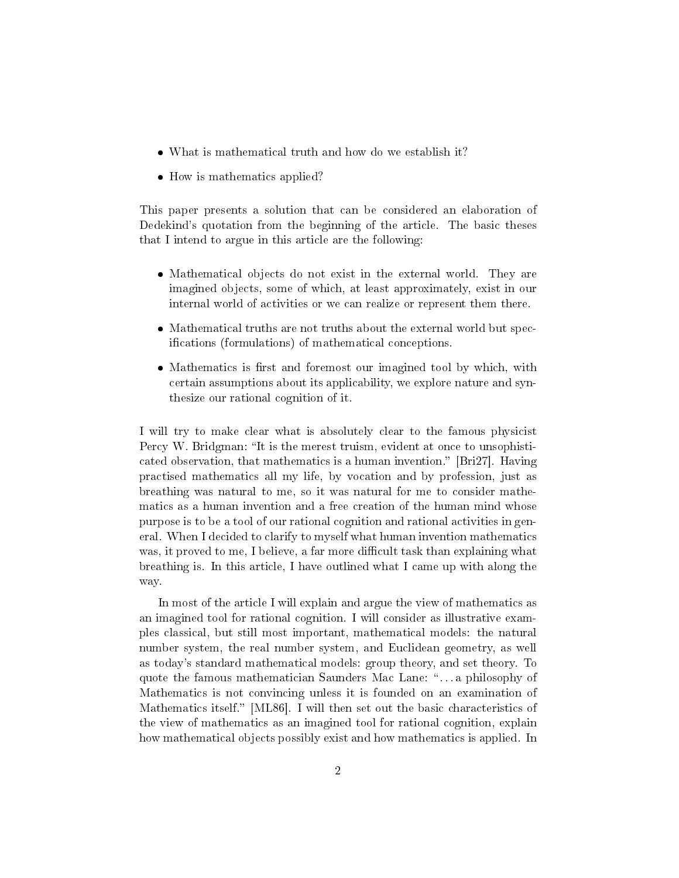- What is mathematical truth and how do we establish it?
- How is mathematics applied?

This paper presents a solution that can be considered an elaboration of Dedekind's quotation from the beginning of the article. The basic theses that I intend to argue in this article are the following:

- Mathematical objects do not exist in the external world. They are imagined objects, some of which, at least approximately, exist in our internal world of activities or we can realize or represent them there.
- Mathematical truths are not truths about the external world but specifications (formulations) of mathematical conceptions.
- Mathematics is first and foremost our imagined tool by which, with certain assumptions about its applicability, we explore nature and synthesize our rational cognition of it.

I will try to make clear what is absolutely clear to the famous physicist Percy W. Bridgman: "It is the merest truism, evident at once to unsophisticated observation, that mathematics is a human invention." [Bri27]. Having practised mathematics all my life, by vocation and by profession, just as breathing was natural to me, so it was natural for me to consider mathematics as a human invention and a free creation of the human mind whose purpose is to be a tool of our rational cognition and rational activities in general. When I decided to clarify to myself what human invention mathematics was, it proved to me, I believe, a far more difficult task than explaining what breathing is. In this article, I have outlined what I came up with along the way.

In most of the article I will explain and argue the view of mathematics as an imagined tool for rational cognition. I will consider as illustrative examples classical, but still most important, mathematical models: the natural number system, the real number system, and Euclidean geometry, as well as today's standard mathematical models: group theory, and set theory. To quote the famous mathematician Saunders Mac Lane: "...a philosophy of Mathematics is not convincing unless it is founded on an examination of Mathematics itself." [ML86]. I will then set out the basic characteristics of the view of mathematics as an imagined tool for rational cognition, explain how mathematical objects possibly exist and how mathematics is applied. In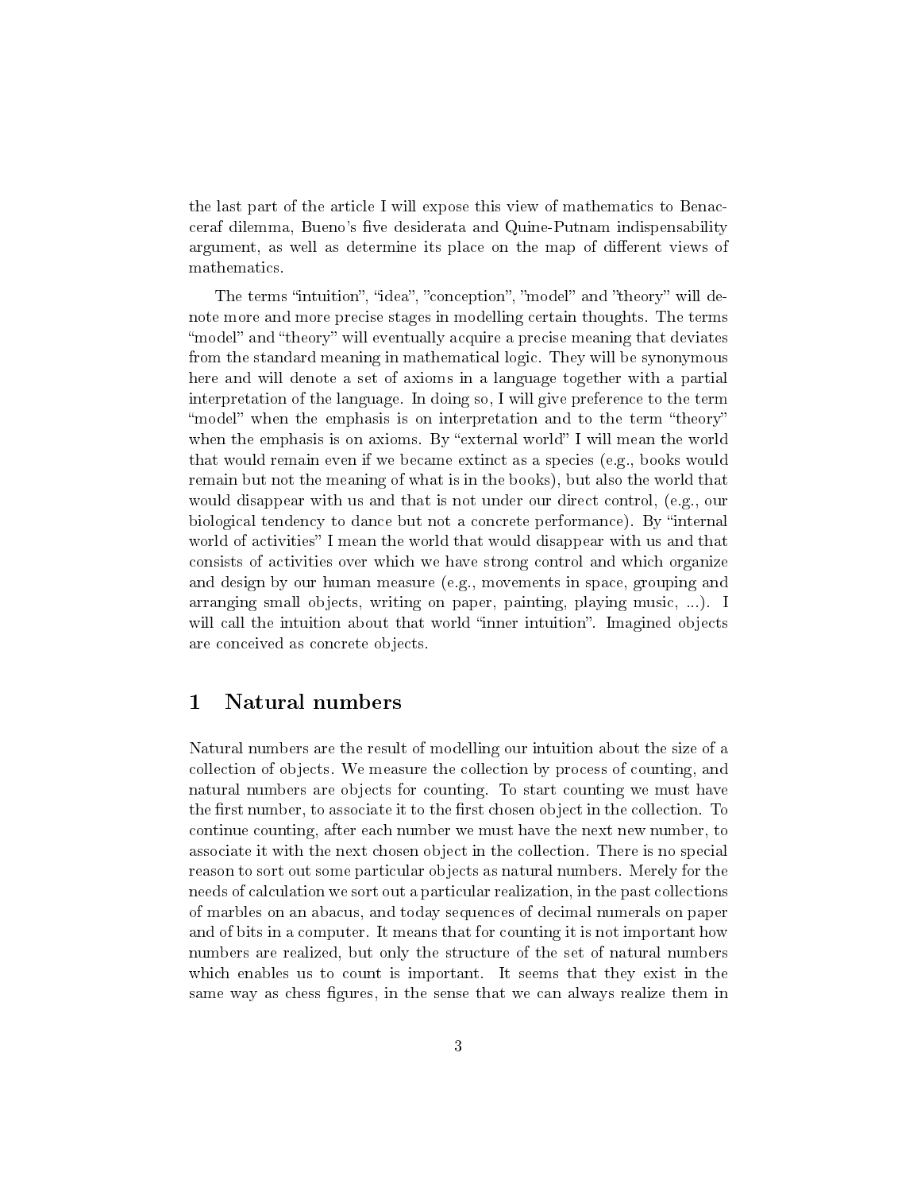the last part of the article I will expose this view of mathematics to Benacceraf dilemma, Bueno's five desiderata and Quine-Putnam indispensability argument, as well as determine its place on the map of different views of mathematics.

The terms "intuition", "idea", "conception", "model" and "theory" will denote more and more precise stages in modelling certain thoughts. The terms "model" and "theory" will eventually acquire a precise meaning that deviates from the standard meaning in mathematical logic. They will be synonymous here and will denote a set of axioms in a language together with a partial interpretation of the language. In doing so, I will give preference to the term "model" when the emphasis is on interpretation and to the term "theory" when the emphasis is on axioms. By "external world" I will mean the world that would remain even if we became extinct as a species (e.g., books would remain but not the meaning of what is in the books), but also the world that would disappear with us and that is not under our direct control, (e.g., our biological tendency to dance but not a concrete performance). By "internal world of activities" I mean the world that would disappear with us and that consists of activities over which we have strong control and which organize and design by our human measure (e.g., movements in space, grouping and arranging small objects, writing on paper, painting, playing music, ...). I will call the intuition about that world "inner intuition". Imagined objects are conceived as concrete objects.

## 1 Natural numbers

Natural numbers are the result of modelling our intuition about the size of a collection of objects. We measure the collection by process of counting, and natural numbers are objects for counting. To start counting we must have the first number, to associate it to the first chosen object in the collection. To continue counting, after each number we must have the next new number, to associate it with the next chosen object in the collection. There is no special reason to sort out some particular objects as natural numbers. Merely for the needs of calculation we sort out a particular realization, in the past collections of marbles on an abacus, and today sequences of decimal numerals on paper and of bits in a computer. It means that for counting it is not important how numbers are realized, but only the structure of the set of natural numbers which enables us to count is important. It seems that they exist in the same way as chess figures, in the sense that we can always realize them in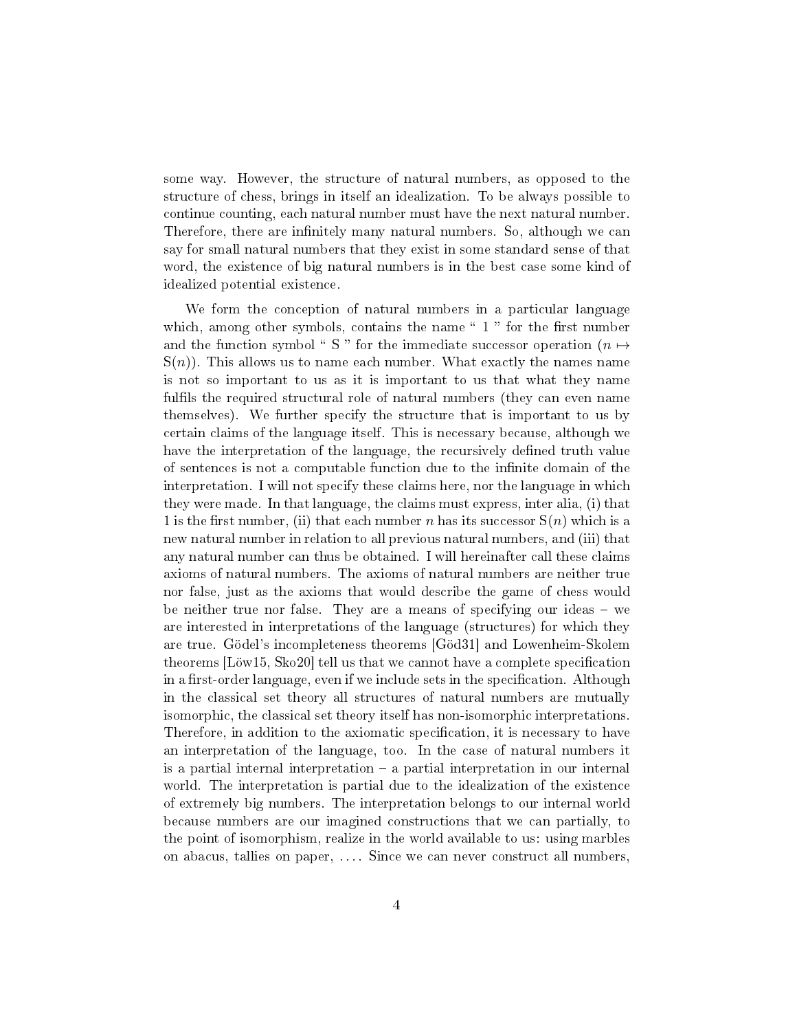some way. However, the structure of natural numbers, as opposed to the structure of chess, brings in itself an idealization. To be always possible to continue counting, each natural number must have the next natural number. Therefore, there are infinitely many natural numbers. So, although we can say for small natural numbers that they exist in some standard sense of that word, the existence of big natural numbers is in the best case some kind of idealized potential existence.

We form the conception of natural numbers in a particular language which, among other symbols, contains the name " 1 " for the first number and the function symbol " S " for the immediate successor operation ($n \mapsto \mathrm{S}(n)$). This allows us to name each number. What exactly the names name is not so important to us as it is important to us that what they name fulfils the required structural role of natural numbers (they can even name themselves). We further specify the structure that is important to us by certain claims of the language itself. This is necessary because, although we have the interpretation of the language, the recursively defined truth value of sentences is not a computable function due to the infinite domain of the interpretation. I will not specify these claims here, nor the language in which they were made. In that language, the claims must express, inter alia, (i) that 1 is the first number, (ii) that each number $n$ has its successor $\mathrm{S}(n)$ which is a new natural number in relation to all previous natural numbers, and (iii) that any natural number can thus be obtained. I will hereinafter call these claims axioms of natural numbers. The axioms of natural numbers are neither true nor false, just as the axioms that would describe the game of chess would be neither true nor false. They are a means of specifying our ideas – we are interested in interpretations of the language (structures) for which they are true. Gödel's incompleteness theorems [Göd31] and Lowenheim-Skolem theorems [Löw15, Sko20] tell us that we cannot have a complete specification in a first-order language, even if we include sets in the specification. Although in the classical set theory all structures of natural numbers are mutually isomorphic, the classical set theory itself has non-isomorphic interpretations. Therefore, in addition to the axiomatic specification, it is necessary to have an interpretation of the language, too. In the case of natural numbers it is a partial internal interpretation – a partial interpretation in our internal world. The interpretation is partial due to the idealization of the existence of extremely big numbers. The interpretation belongs to our internal world because numbers are our imagined constructions that we can partially, to the point of isomorphism, realize in the world available to us: using marbles on abacus, tallies on paper, .... Since we can never construct all numbers,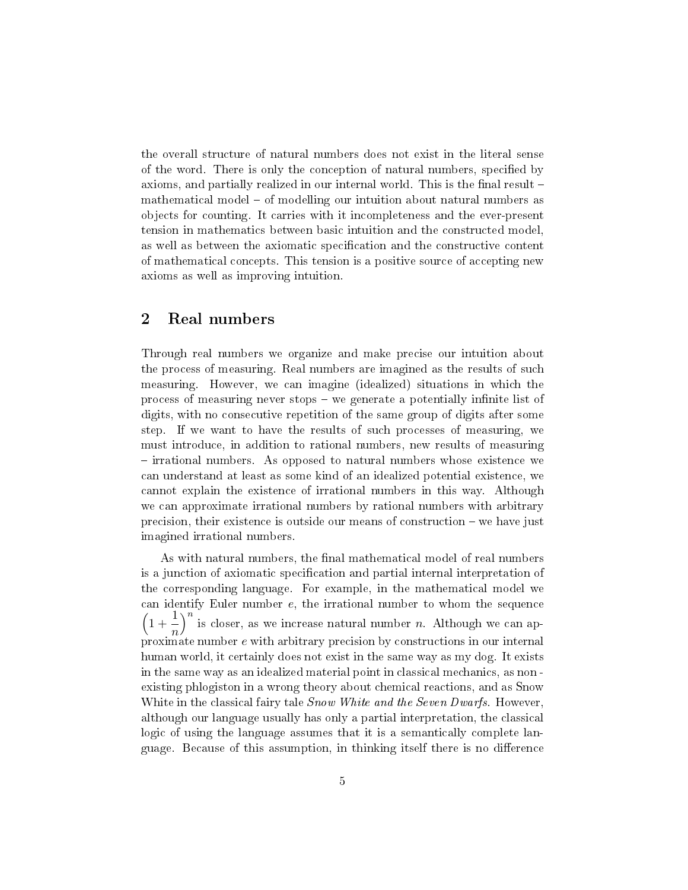the overall structure of natural numbers does not exist in the literal sense of the word. There is only the conception of natural numbers, specified by axioms, and partially realized in our internal world. This is the final result – mathematical model – of modelling our intuition about natural numbers as objects for counting. It carries with it incompleteness and the ever-present tension in mathematics between basic intuition and the constructed model, as well as between the axiomatic specification and the constructive content of mathematical concepts. This tension is a positive source of accepting new axioms as well as improving intuition.

## 2 Real numbers

Through real numbers we organize and make precise our intuition about the process of measuring. Real numbers are imagined as the results of such measuring. However, we can imagine (idealized) situations in which the process of measuring never stops – we generate a potentially infinite list of digits, with no consecutive repetition of the same group of digits after some step. If we want to have the results of such processes of measuring, we must introduce, in addition to rational numbers, new results of measuring – irrational numbers. As opposed to natural numbers whose existence we can understand at least as some kind of an idealized potential existence, we cannot explain the existence of irrational numbers in this way. Although we can approximate irrational numbers by rational numbers with arbitrary precision, their existence is outside our means of construction – we have just imagined irrational numbers.

As with natural numbers, the final mathematical model of real numbers is a junction of axiomatic specification and partial internal interpretation of the corresponding language. For example, in the mathematical model we can identify Euler number $e$, the irrational number to whom the sequence $\left(1+\dfrac{1}{n}\right)^n$ is closer, as we increase natural number $n$. Although we can approximate number $e$ with arbitrary precision by constructions in our internal human world, it certainly does not exist in the same way as my dog. It exists in the same way as an idealized material point in classical mechanics, as non-existing phlogiston in a wrong theory about chemical reactions, and as Snow White in the classical fairy tale *Snow White and the Seven Dwarfs*. However, although our language usually has only a partial interpretation, the classical logic of using the language assumes that it is a semantically complete language. Because of this assumption, in thinking itself there is no difference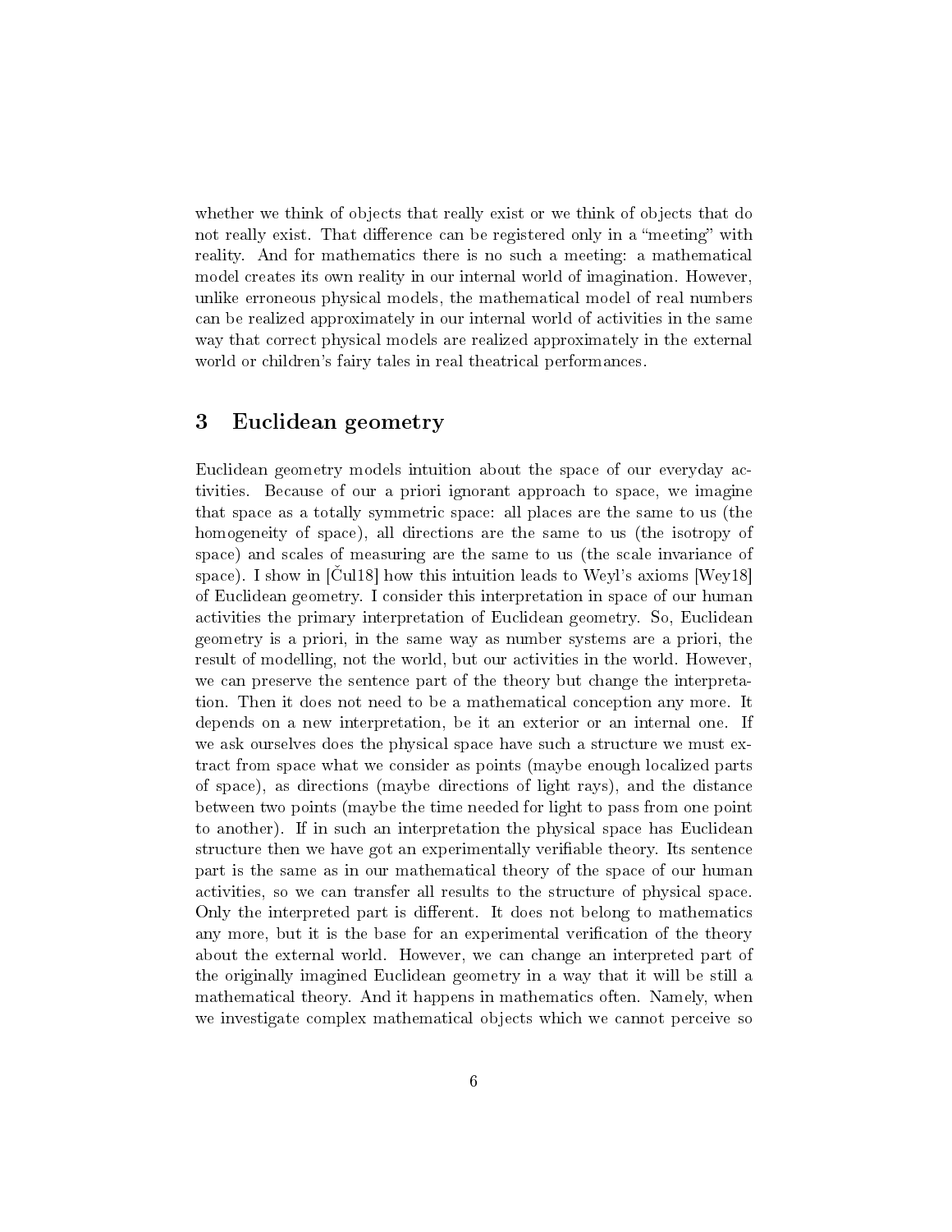whether we think of objects that really exist or we think of objects that do not really exist. That difference can be registered only in a "meeting" with reality. And for mathematics there is no such a meeting: a mathematical model creates its own reality in our internal world of imagination. However, unlike erroneous physical models, the mathematical model of real numbers can be realized approximately in our internal world of activities in the same way that correct physical models are realized approximately in the external world or children's fairy tales in real theatrical performances.

## 3 Euclidean geometry

Euclidean geometry models intuition about the space of our everyday activities. Because of our a priori ignorant approach to space, we imagine that space as a totally symmetric space: all places are the same to us (the homogeneity of space), all directions are the same to us (the isotropy of space) and scales of measuring are the same to us (the scale invariance of space). I show in [Čul18] how this intuition leads to Weyl's axioms [Wey18] of Euclidean geometry. I consider this interpretation in space of our human activities the primary interpretation of Euclidean geometry. So, Euclidean geometry is a priori, in the same way as number systems are a priori, the result of modelling, not the world, but our activities in the world. However, we can preserve the sentence part of the theory but change the interpretation. Then it does not need to be a mathematical conception any more. It depends on a new interpretation, be it an exterior or an internal one. If we ask ourselves does the physical space have such a structure we must extract from space what we consider as points (maybe enough localized parts of space), as directions (maybe directions of light rays), and the distance between two points (maybe the time needed for light to pass from one point to another). If in such an interpretation the physical space has Euclidean structure then we have got an experimentally verifiable theory. Its sentence part is the same as in our mathematical theory of the space of our human activities, so we can transfer all results to the structure of physical space. Only the interpreted part is different. It does not belong to mathematics any more, but it is the base for an experimental verification of the theory about the external world. However, we can change an interpreted part of the originally imagined Euclidean geometry in a way that it will be still a mathematical theory. And it happens in mathematics often. Namely, when we investigate complex mathematical objects which we cannot perceive so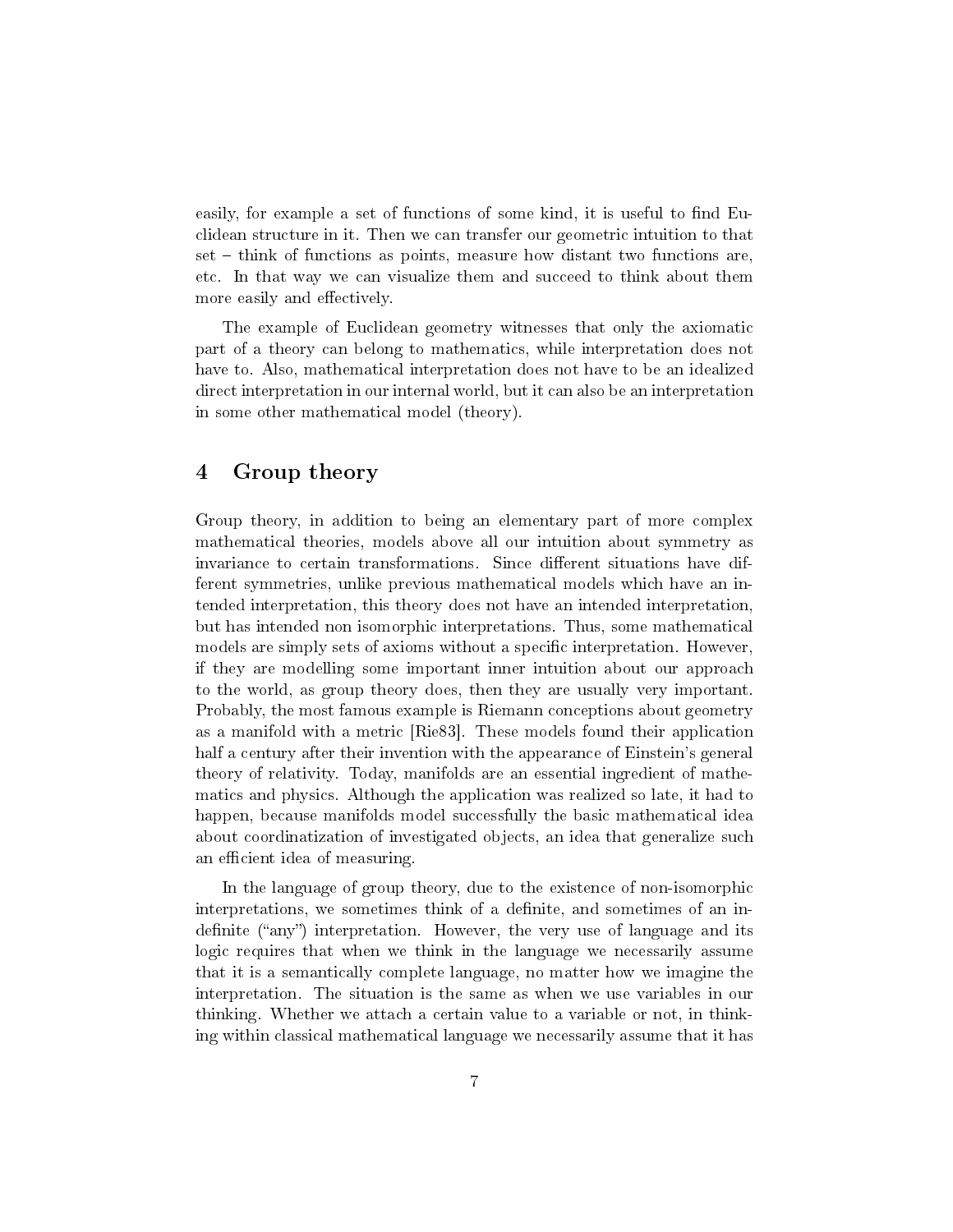easily, for example a set of functions of some kind, it is useful to find Euclidean structure in it. Then we can transfer our geometric intuition to that set – think of functions as points, measure how distant two functions are, etc. In that way we can visualize them and succeed to think about them more easily and effectively.

The example of Euclidean geometry witnesses that only the axiomatic part of a theory can belong to mathematics, while interpretation does not have to. Also, mathematical interpretation does not have to be an idealized direct interpretation in our internal world, but it can also be an interpretation in some other mathematical model (theory).

## 4 Group theory

Group theory, in addition to being an elementary part of more complex mathematical theories, models above all our intuition about symmetry as invariance to certain transformations. Since different situations have different symmetries, unlike previous mathematical models which have an intended interpretation, this theory does not have an intended interpretation, but has intended non isomorphic interpretations. Thus, some mathematical models are simply sets of axioms without a specific interpretation. However, if they are modelling some important inner intuition about our approach to the world, as group theory does, then they are usually very important. Probably, the most famous example is Riemann conceptions about geometry as a manifold with a metric [Rie83]. These models found their application half a century after their invention with the appearance of Einstein's general theory of relativity. Today, manifolds are an essential ingredient of mathematics and physics. Although the application was realized so late, it had to happen, because manifolds model successfully the basic mathematical idea about coordinatization of investigated objects, an idea that generalize such an efficient idea of measuring.

In the language of group theory, due to the existence of non-isomorphic interpretations, we sometimes think of a definite, and sometimes of an indefinite ("any") interpretation. However, the very use of language and its logic requires that when we think in the language we necessarily assume that it is a semantically complete language, no matter how we imagine the interpretation. The situation is the same as when we use variables in our thinking. Whether we attach a certain value to a variable or not, in thinking within classical mathematical language we necessarily assume that it has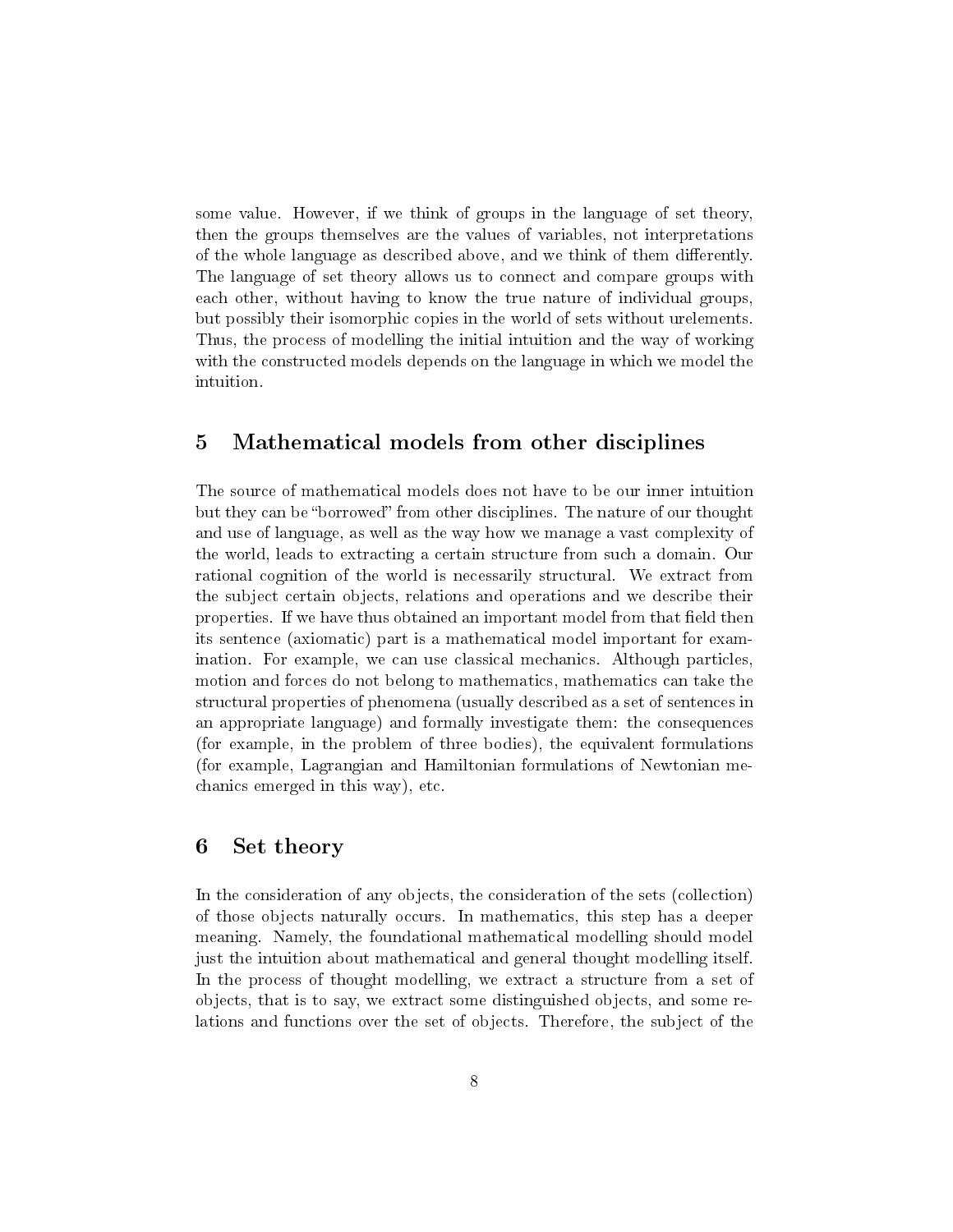some value. However, if we think of groups in the language of set theory, then the groups themselves are the values of variables, not interpretations of the whole language as described above, and we think of them differently. The language of set theory allows us to connect and compare groups with each other, without having to know the true nature of individual groups, but possibly their isomorphic copies in the world of sets without urelements. Thus, the process of modelling the initial intuition and the way of working with the constructed models depends on the language in which we model the intuition.

## 5 Mathematical models from other disciplines

The source of mathematical models does not have to be our inner intuition but they can be "borrowed" from other disciplines. The nature of our thought and use of language, as well as the way how we manage a vast complexity of the world, leads to extracting a certain structure from such a domain. Our rational cognition of the world is necessarily structural. We extract from the subject certain objects, relations and operations and we describe their properties. If we have thus obtained an important model from that field then its sentence (axiomatic) part is a mathematical model important for examination. For example, we can use classical mechanics. Although particles, motion and forces do not belong to mathematics, mathematics can take the structural properties of phenomena (usually described as a set of sentences in an appropriate language) and formally investigate them: the consequences (for example, in the problem of three bodies), the equivalent formulations (for example, Lagrangian and Hamiltonian formulations of Newtonian mechanics emerged in this way), etc.

## 6 Set theory

In the consideration of any objects, the consideration of the sets (collection) of those objects naturally occurs. In mathematics, this step has a deeper meaning. Namely, the foundational mathematical modelling should model just the intuition about mathematical and general thought modelling itself. In the process of thought modelling, we extract a structure from a set of objects, that is to say, we extract some distinguished objects, and some relations and functions over the set of objects. Therefore, the subject of the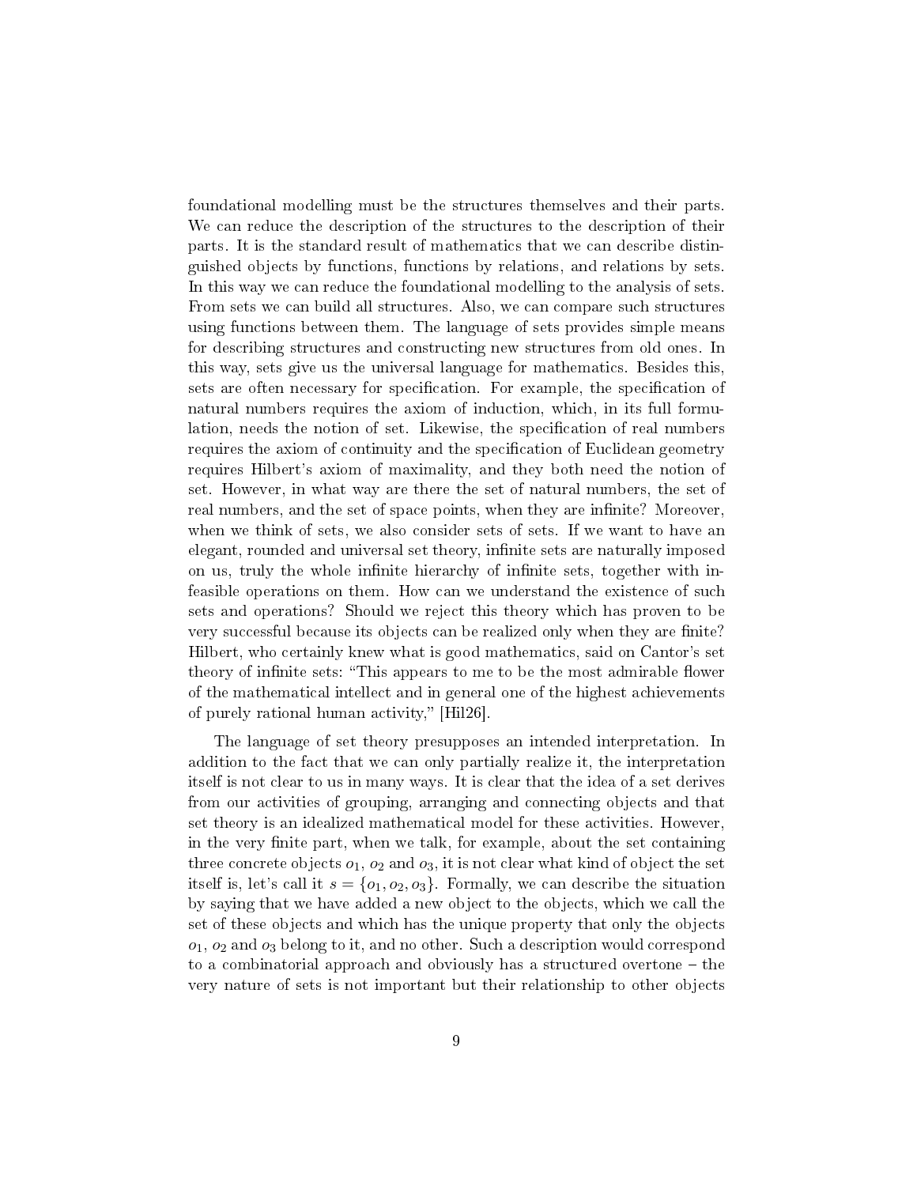foundational modelling must be the structures themselves and their parts. We can reduce the description of the structures to the description of their parts. It is the standard result of mathematics that we can describe distinguished objects by functions, functions by relations, and relations by sets. In this way we can reduce the foundational modelling to the analysis of sets. From sets we can build all structures. Also, we can compare such structures using functions between them. The language of sets provides simple means for describing structures and constructing new structures from old ones. In this way, sets give us the universal language for mathematics. Besides this, sets are often necessary for specification. For example, the specification of natural numbers requires the axiom of induction, which, in its full formulation, needs the notion of set. Likewise, the specification of real numbers requires the axiom of continuity and the specification of Euclidean geometry requires Hilbert's axiom of maximality, and they both need the notion of set. However, in what way are there the set of natural numbers, the set of real numbers, and the set of space points, when they are infinite? Moreover, when we think of sets, we also consider sets of sets. If we want to have an elegant, rounded and universal set theory, infinite sets are naturally imposed on us, truly the whole infinite hierarchy of infinite sets, together with infeasible operations on them. How can we understand the existence of such sets and operations? Should we reject this theory which has proven to be very successful because its objects can be realized only when they are finite? Hilbert, who certainly knew what is good mathematics, said on Cantor's set theory of infinite sets: "This appears to me to be the most admirable flower of the mathematical intellect and in general one of the highest achievements of purely rational human activity," [Hil26].

The language of set theory presupposes an intended interpretation. In addition to the fact that we can only partially realize it, the interpretation itself is not clear to us in many ways. It is clear that the idea of a set derives from our activities of grouping, arranging and connecting objects and that set theory is an idealized mathematical model for these activities. However, in the very finite part, when we talk, for example, about the set containing three concrete objects $o_1$, $o_2$ and $o_3$, it is not clear what kind of object the set itself is, let's call it $s = \{o_1, o_2, o_3\}$. Formally, we can describe the situation by saying that we have added a new object to the objects, which we call the set of these objects and which has the unique property that only the objects $o_1$, $o_2$ and $o_3$ belong to it, and no other. Such a description would correspond to a combinatorial approach and obviously has a structured overtone – the very nature of sets is not important but their relationship to other objects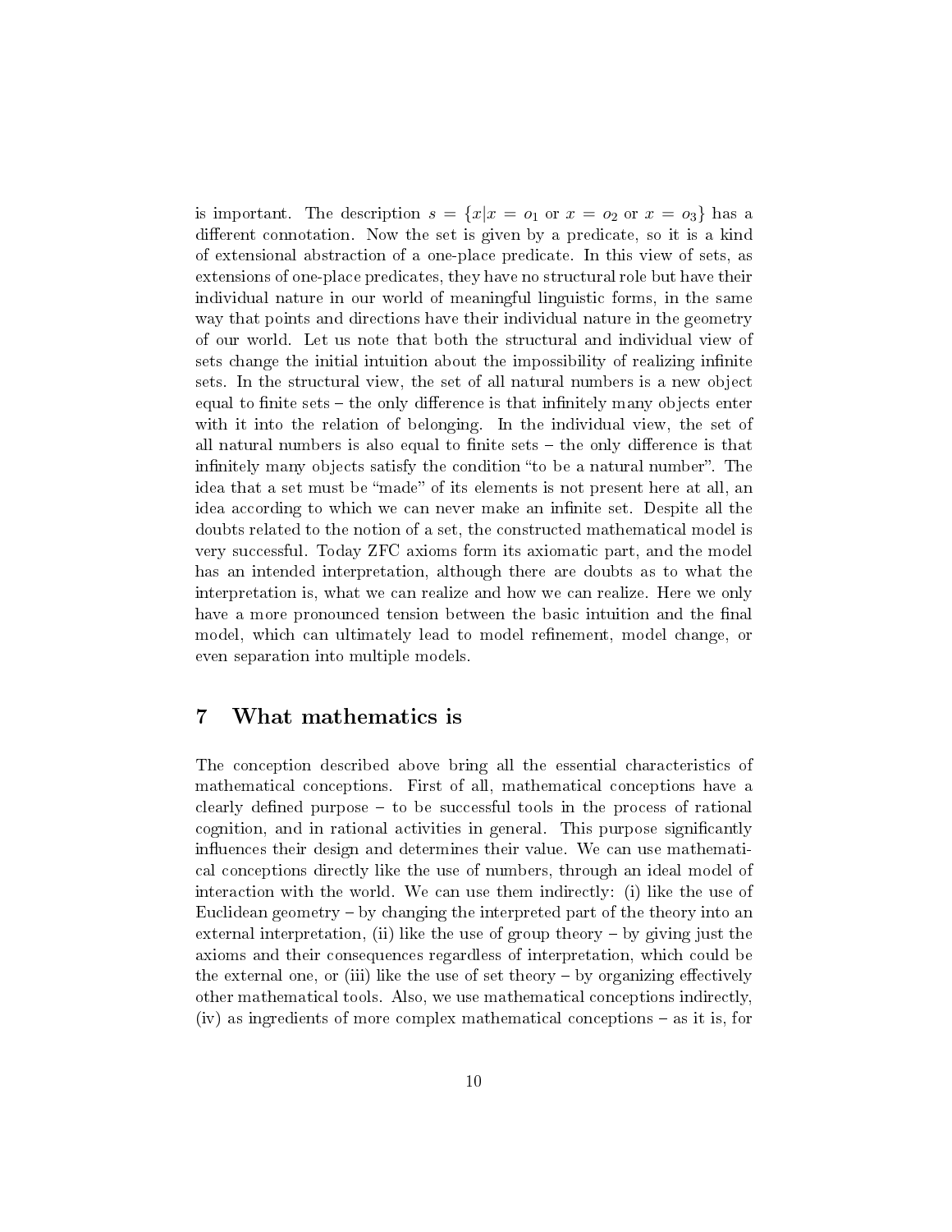is important. The description $s = \{x | x = o_1 \text{ or } x = o_2 \text{ or } x = o_3\}$ has a different connotation. Now the set is given by a predicate, so it is a kind of extensional abstraction of a one-place predicate. In this view of sets, as extensions of one-place predicates, they have no structural role but have their individual nature in our world of meaningful linguistic forms, in the same way that points and directions have their individual nature in the geometry of our world. Let us note that both the structural and individual view of sets change the initial intuition about the impossibility of realizing infinite sets. In the structural view, the set of all natural numbers is a new object equal to finite sets – the only difference is that infinitely many objects enter with it into the relation of belonging. In the individual view, the set of all natural numbers is also equal to finite sets – the only difference is that infinitely many objects satisfy the condition "to be a natural number". The idea that a set must be "made" of its elements is not present here at all, an idea according to which we can never make an infinite set. Despite all the doubts related to the notion of a set, the constructed mathematical model is very successful. Today ZFC axioms form its axiomatic part, and the model has an intended interpretation, although there are doubts as to what the interpretation is, what we can realize and how we can realize. Here we only have a more pronounced tension between the basic intuition and the final model, which can ultimately lead to model refinement, model change, or even separation into multiple models.

## 7 What mathematics is

The conception described above bring all the essential characteristics of mathematical conceptions. First of all, mathematical conceptions have a clearly defined purpose – to be successful tools in the process of rational cognition, and in rational activities in general. This purpose significantly influences their design and determines their value. We can use mathematical conceptions directly like the use of numbers, through an ideal model of interaction with the world. We can use them indirectly: (i) like the use of Euclidean geometry – by changing the interpreted part of the theory into an external interpretation, (ii) like the use of group theory – by giving just the axioms and their consequences regardless of interpretation, which could be the external one, or (iii) like the use of set theory – by organizing effectively other mathematical tools. Also, we use mathematical conceptions indirectly, (iv) as ingredients of more complex mathematical conceptions – as it is, for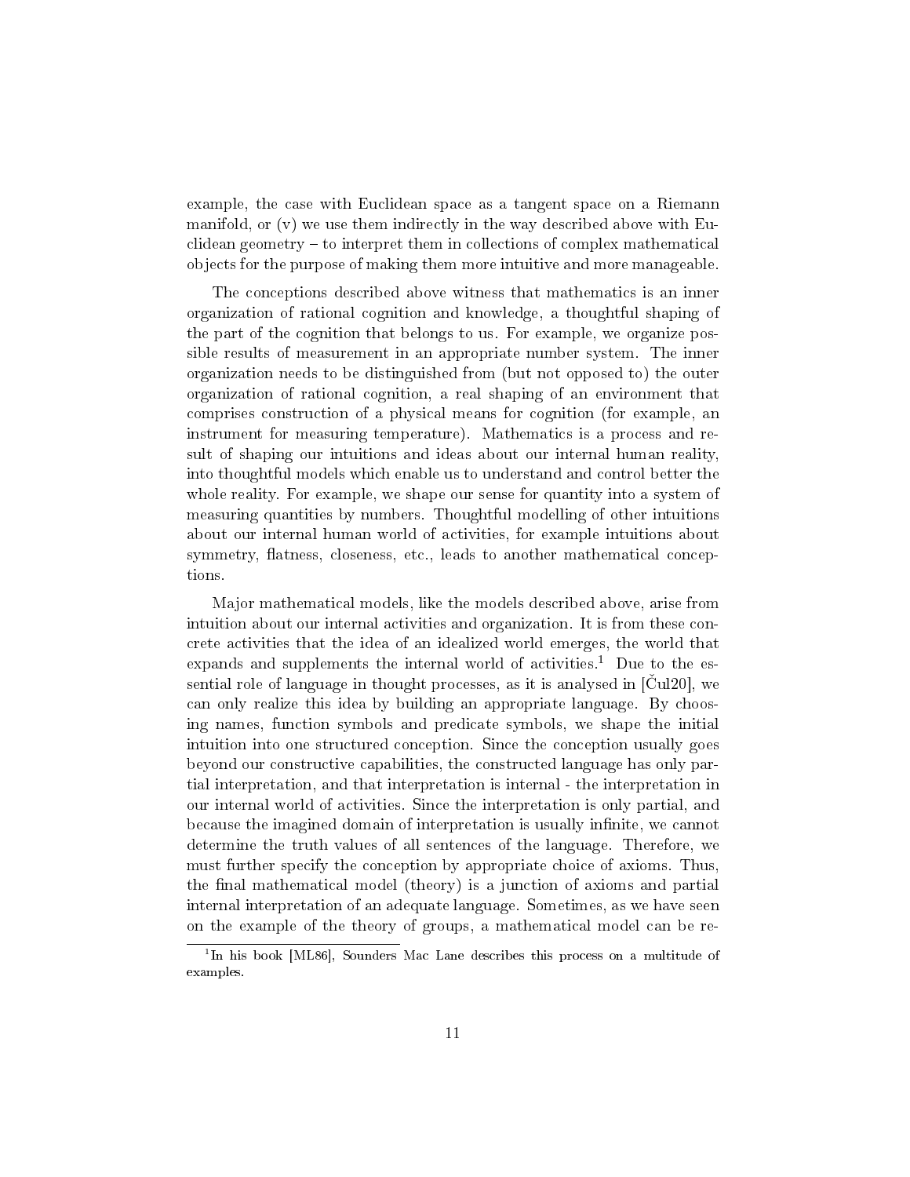example, the case with Euclidean space as a tangent space on a Riemann manifold, or (v) we use them indirectly in the way described above with Euclidean geometry – to interpret them in collections of complex mathematical objects for the purpose of making them more intuitive and more manageable.

The conceptions described above witness that mathematics is an inner organization of rational cognition and knowledge, a thoughtful shaping of the part of the cognition that belongs to us. For example, we organize possible results of measurement in an appropriate number system. The inner organization needs to be distinguished from (but not opposed to) the outer organization of rational cognition, a real shaping of an environment that comprises construction of a physical means for cognition (for example, an instrument for measuring temperature). Mathematics is a process and result of shaping our intuitions and ideas about our internal human reality, into thoughtful models which enable us to understand and control better the whole reality. For example, we shape our sense for quantity into a system of measuring quantities by numbers. Thoughtful modelling of other intuitions about our internal human world of activities, for example intuitions about symmetry, flatness, closeness, etc., leads to another mathematical conceptions.

Major mathematical models, like the models described above, arise from intuition about our internal activities and organization. It is from these concrete activities that the idea of an idealized world emerges, the world that expands and supplements the internal world of activities.[1] Due to the essential role of language in thought processes, as it is analysed in [Čul20], we can only realize this idea by building an appropriate language. By choosing names, function symbols and predicate symbols, we shape the initial intuition into one structured conception. Since the conception usually goes beyond our constructive capabilities, the constructed language has only partial interpretation, and that interpretation is internal - the interpretation in our internal world of activities. Since the interpretation is only partial, and because the imagined domain of interpretation is usually infinite, we cannot determine the truth values of all sentences of the language. Therefore, we must further specify the conception by appropriate choice of axioms. Thus, the final mathematical model (theory) is a junction of axioms and partial internal interpretation of an adequate language. Sometimes, as we have seen on the example of the theory of groups, a mathematical model can be re-

[1] In his book [ML86], Sounders Mac Lane describes this process on a multitude of examples.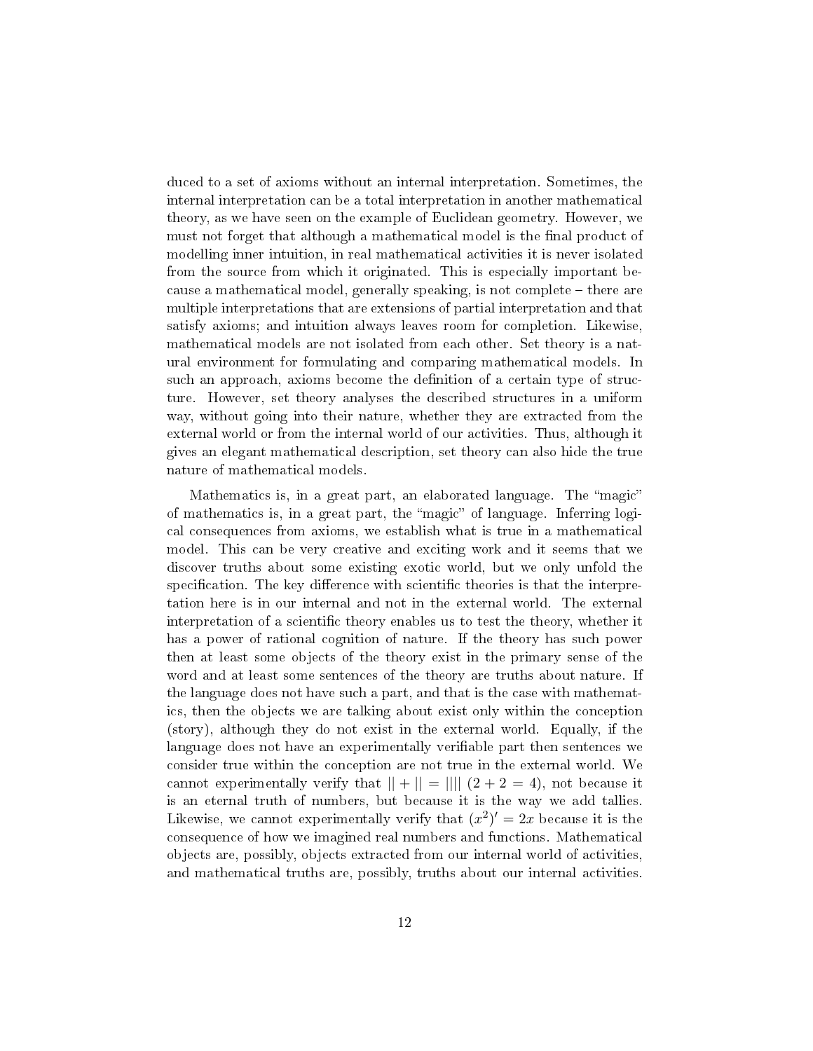duced to a set of axioms without an internal interpretation. Sometimes, the internal interpretation can be a total interpretation in another mathematical theory, as we have seen on the example of Euclidean geometry. However, we must not forget that although a mathematical model is the final product of modelling inner intuition, in real mathematical activities it is never isolated from the source from which it originated. This is especially important because a mathematical model, generally speaking, is not complete – there are multiple interpretations that are extensions of partial interpretation and that satisfy axioms; and intuition always leaves room for completion. Likewise, mathematical models are not isolated from each other. Set theory is a natural environment for formulating and comparing mathematical models. In such an approach, axioms become the definition of a certain type of structure. However, set theory analyses the described structures in a uniform way, without going into their nature, whether they are extracted from the external world or from the internal world of our activities. Thus, although it gives an elegant mathematical description, set theory can also hide the true nature of mathematical models.

Mathematics is, in a great part, an elaborated language. The "magic" of mathematics is, in a great part, the "magic" of language. Inferring logical consequences from axioms, we establish what is true in a mathematical model. This can be very creative and exciting work and it seems that we discover truths about some existing exotic world, but we only unfold the specification. The key difference with scientific theories is that the interpretation here is in our internal and not in the external world. The external interpretation of a scientific theory enables us to test the theory, whether it has a power of rational cognition of nature. If the theory has such power then at least some objects of the theory exist in the primary sense of the word and at least some sentences of the theory are truths about nature. If the language does not have such a part, and that is the case with mathematics, then the objects we are talking about exist only within the conception (story), although they do not exist in the external world. Equally, if the language does not have an experimentally verifiable part then sentences we consider true within the conception are not true in the external world. We cannot experimentally verify that $|| + || = ||||$ $(2 + 2 = 4)$, not because it is an eternal truth of numbers, but because it is the way we add tallies. Likewise, we cannot experimentally verify that $(x^2)' = 2x$ because it is the consequence of how we imagined real numbers and functions. Mathematical objects are, possibly, objects extracted from our internal world of activities, and mathematical truths are, possibly, truths about our internal activities.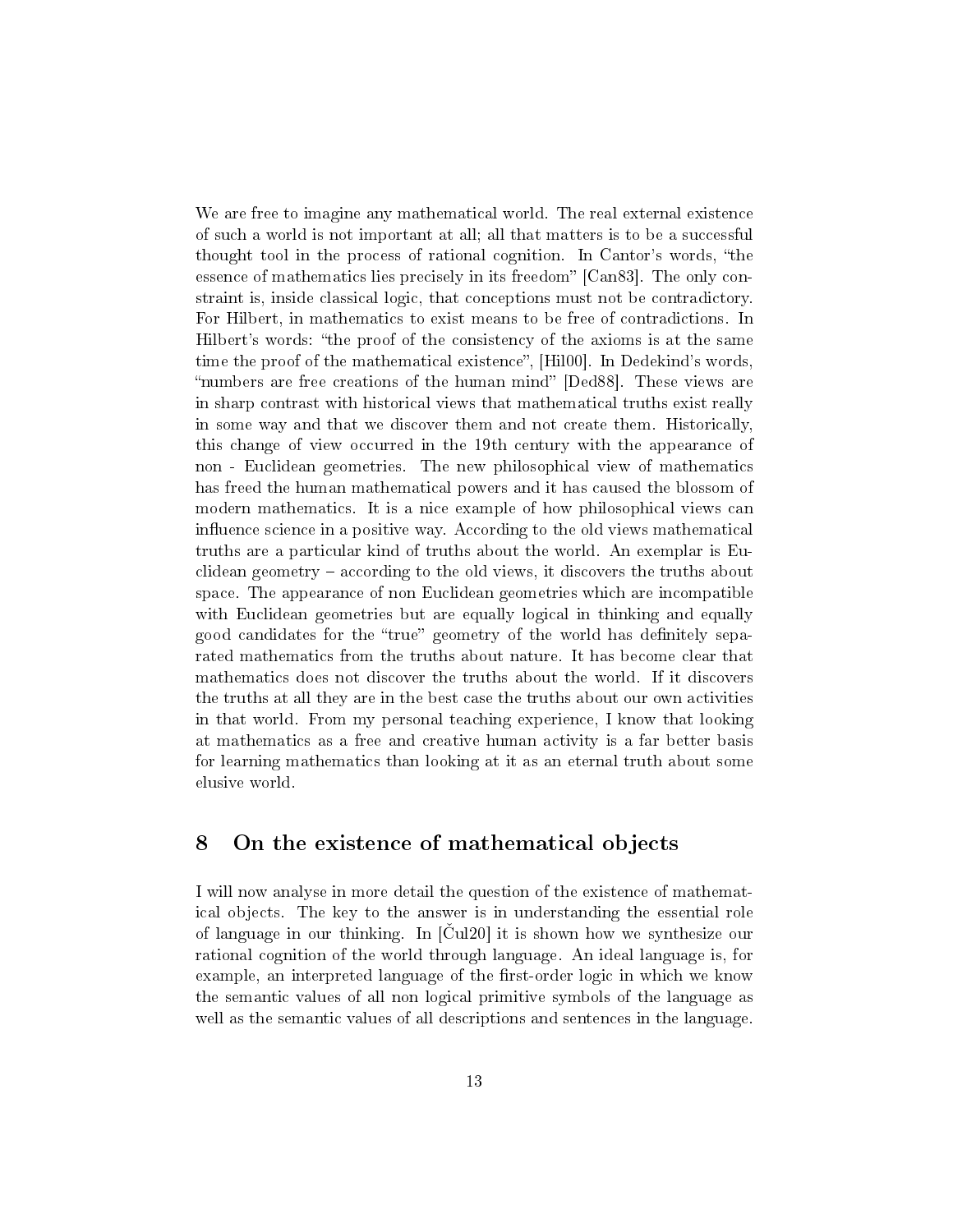We are free to imagine any mathematical world. The real external existence of such a world is not important at all; all that matters is to be a successful thought tool in the process of rational cognition. In Cantor's words, "the essence of mathematics lies precisely in its freedom" [Can83]. The only constraint is, inside classical logic, that conceptions must not be contradictory. For Hilbert, in mathematics to exist means to be free of contradictions. In Hilbert's words: "the proof of the consistency of the axioms is at the same time the proof of the mathematical existence", [Hil00]. In Dedekind's words, "numbers are free creations of the human mind" [Ded88]. These views are in sharp contrast with historical views that mathematical truths exist really in some way and that we discover them and not create them. Historically, this change of view occurred in the 19th century with the appearance of non - Euclidean geometries. The new philosophical view of mathematics has freed the human mathematical powers and it has caused the blossom of modern mathematics. It is a nice example of how philosophical views can influence science in a positive way. According to the old views mathematical truths are a particular kind of truths about the world. An exemplar is Euclidean geometry – according to the old views, it discovers the truths about space. The appearance of non Euclidean geometries which are incompatible with Euclidean geometries but are equally logical in thinking and equally good candidates for the "true" geometry of the world has definitely separated mathematics from the truths about nature. It has become clear that mathematics does not discover the truths about the world. If it discovers the truths at all they are in the best case the truths about our own activities in that world. From my personal teaching experience, I know that looking at mathematics as a free and creative human activity is a far better basis for learning mathematics than looking at it as an eternal truth about some elusive world.

## 8 On the existence of mathematical objects

I will now analyse in more detail the question of the existence of mathematical objects. The key to the answer is in understanding the essential role of language in our thinking. In [Čul20] it is shown how we synthesize our rational cognition of the world through language. An ideal language is, for example, an interpreted language of the first-order logic in which we know the semantic values of all non logical primitive symbols of the language as well as the semantic values of all descriptions and sentences in the language.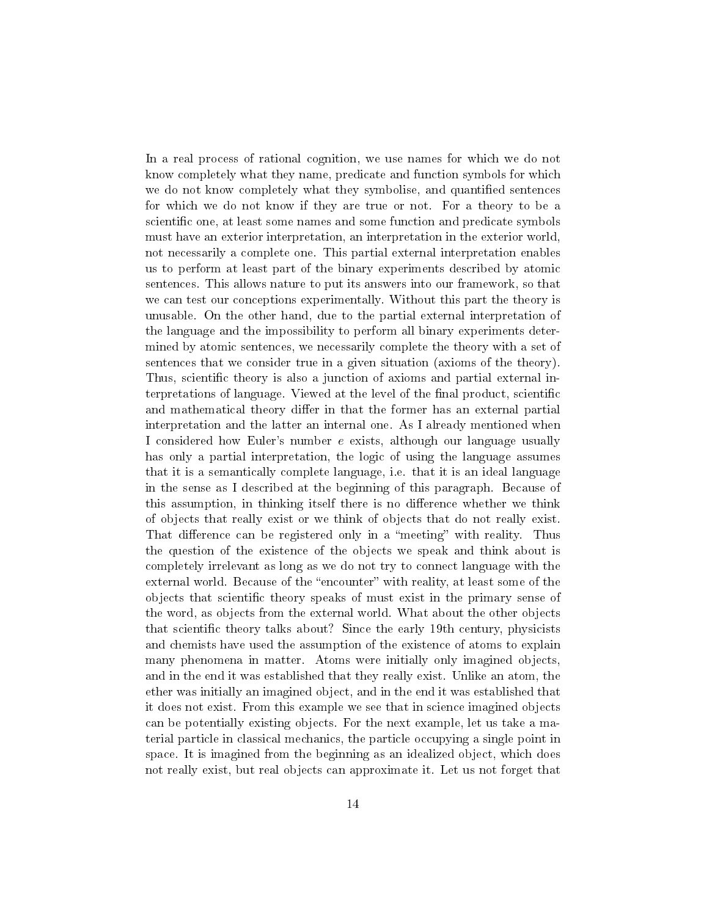In a real process of rational cognition, we use names for which we do not know completely what they name, predicate and function symbols for which we do not know completely what they symbolise, and quantified sentences for which we do not know if they are true or not. For a theory to be a scientific one, at least some names and some function and predicate symbols must have an exterior interpretation, an interpretation in the exterior world, not necessarily a complete one. This partial external interpretation enables us to perform at least part of the binary experiments described by atomic sentences. This allows nature to put its answers into our framework, so that we can test our conceptions experimentally. Without this part the theory is unusable. On the other hand, due to the partial external interpretation of the language and the impossibility to perform all binary experiments determined by atomic sentences, we necessarily complete the theory with a set of sentences that we consider true in a given situation (axioms of the theory). Thus, scientific theory is also a junction of axioms and partial external interpretations of language. Viewed at the level of the final product, scientific and mathematical theory differ in that the former has an external partial interpretation and the latter an internal one. As I already mentioned when I considered how Euler's number $e$ exists, although our language usually has only a partial interpretation, the logic of using the language assumes that it is a semantically complete language, i.e. that it is an ideal language in the sense as I described at the beginning of this paragraph. Because of this assumption, in thinking itself there is no difference whether we think of objects that really exist or we think of objects that do not really exist. That difference can be registered only in a "meeting" with reality. Thus the question of the existence of the objects we speak and think about is completely irrelevant as long as we do not try to connect language with the external world. Because of the "encounter" with reality, at least some of the objects that scientific theory speaks of must exist in the primary sense of the word, as objects from the external world. What about the other objects that scientific theory talks about? Since the early 19th century, physicists and chemists have used the assumption of the existence of atoms to explain many phenomena in matter. Atoms were initially only imagined objects, and in the end it was established that they really exist. Unlike an atom, the ether was initially an imagined object, and in the end it was established that it does not exist. From this example we see that in science imagined objects can be potentially existing objects. For the next example, let us take a material particle in classical mechanics, the particle occupying a single point in space. It is imagined from the beginning as an idealized object, which does not really exist, but real objects can approximate it. Let us not forget that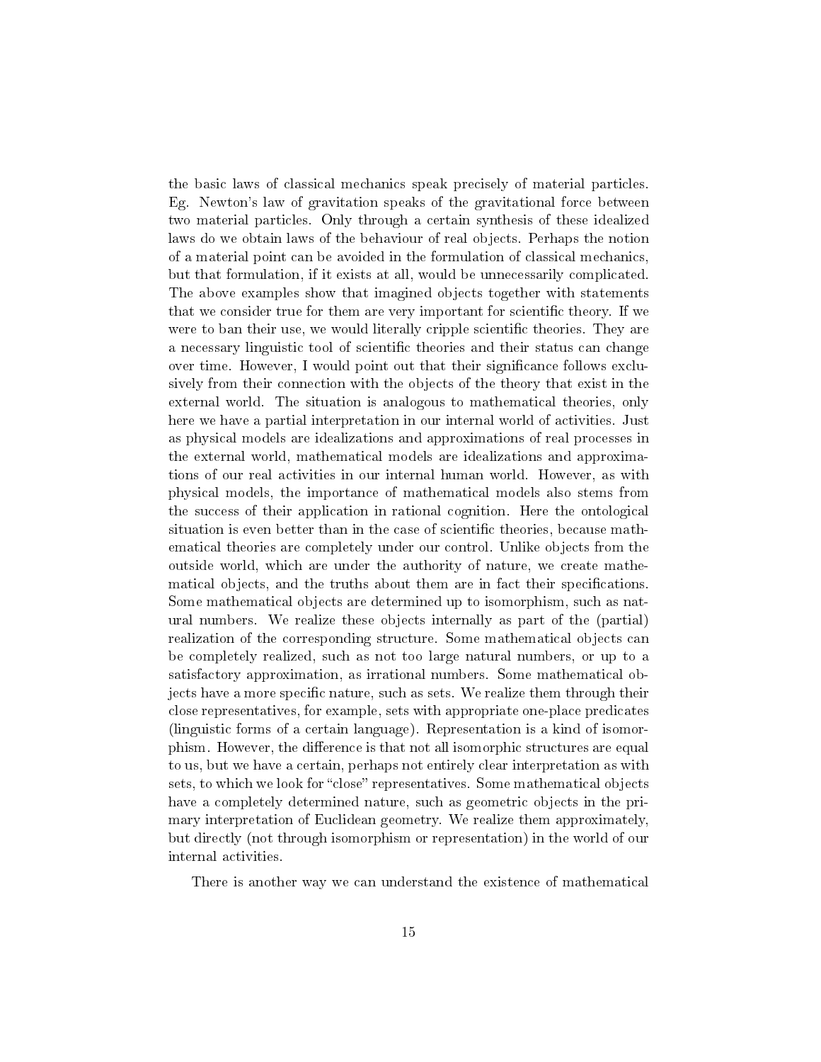the basic laws of classical mechanics speak precisely of material particles. Eg. Newton's law of gravitation speaks of the gravitational force between two material particles. Only through a certain synthesis of these idealized laws do we obtain laws of the behaviour of real objects. Perhaps the notion of a material point can be avoided in the formulation of classical mechanics, but that formulation, if it exists at all, would be unnecessarily complicated. The above examples show that imagined objects together with statements that we consider true for them are very important for scientific theory. If we were to ban their use, we would literally cripple scientific theories. They are a necessary linguistic tool of scientific theories and their status can change over time. However, I would point out that their significance follows exclusively from their connection with the objects of the theory that exist in the external world. The situation is analogous to mathematical theories, only here we have a partial interpretation in our internal world of activities. Just as physical models are idealizations and approximations of real processes in the external world, mathematical models are idealizations and approximations of our real activities in our internal human world. However, as with physical models, the importance of mathematical models also stems from the success of their application in rational cognition. Here the ontological situation is even better than in the case of scientific theories, because mathematical theories are completely under our control. Unlike objects from the outside world, which are under the authority of nature, we create mathematical objects, and the truths about them are in fact their specifications. Some mathematical objects are determined up to isomorphism, such as natural numbers. We realize these objects internally as part of the (partial) realization of the corresponding structure. Some mathematical objects can be completely realized, such as not too large natural numbers, or up to a satisfactory approximation, as irrational numbers. Some mathematical objects have a more specific nature, such as sets. We realize them through their close representatives, for example, sets with appropriate one-place predicates (linguistic forms of a certain language). Representation is a kind of isomorphism. However, the difference is that not all isomorphic structures are equal to us, but we have a certain, perhaps not entirely clear interpretation as with sets, to which we look for "close" representatives. Some mathematical objects have a completely determined nature, such as geometric objects in the primary interpretation of Euclidean geometry. We realize them approximately, but directly (not through isomorphism or representation) in the world of our internal activities.

There is another way we can understand the existence of mathematical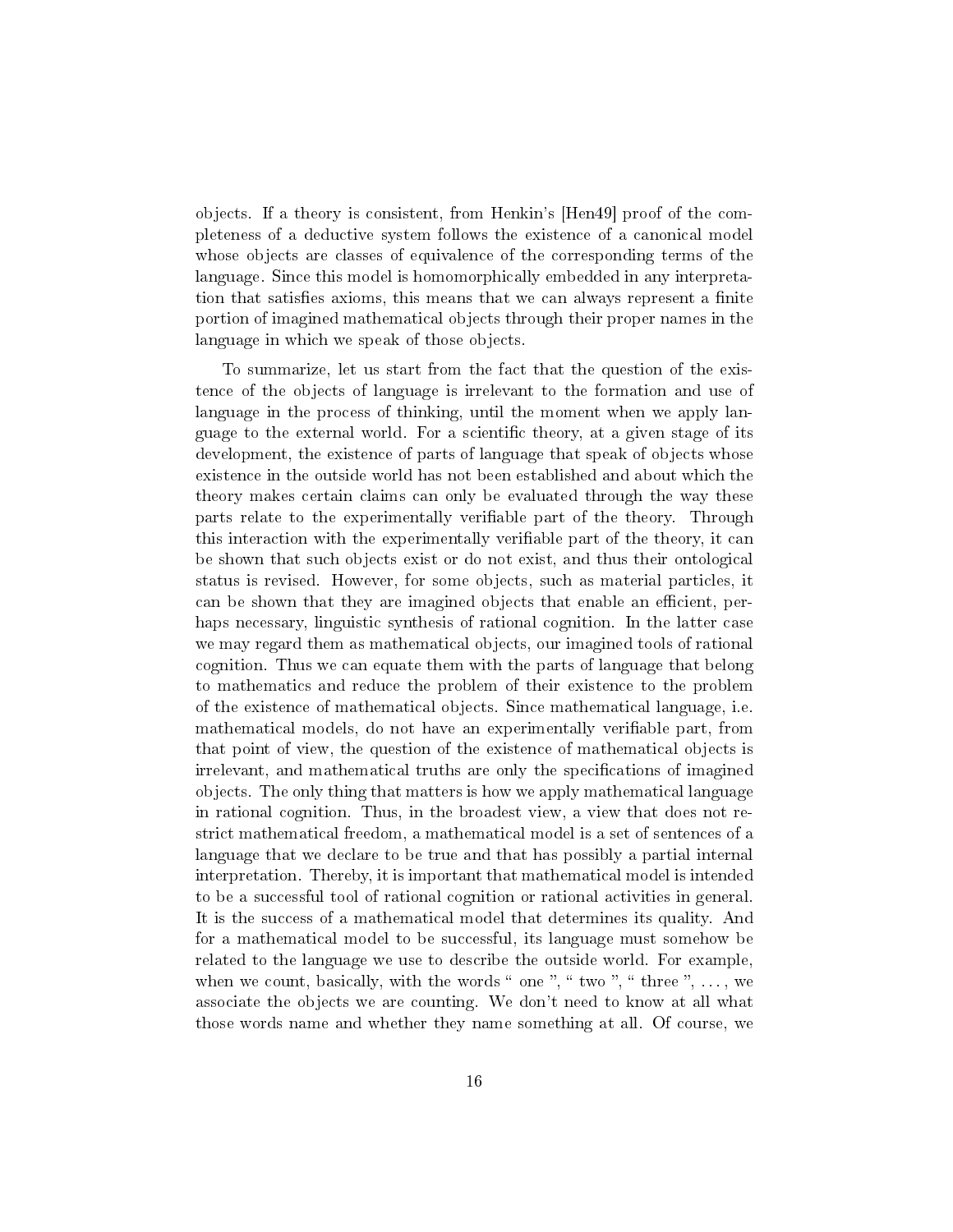objects. If a theory is consistent, from Henkin's [Hen49] proof of the completeness of a deductive system follows the existence of a canonical model whose objects are classes of equivalence of the corresponding terms of the language. Since this model is homomorphically embedded in any interpretation that satisfies axioms, this means that we can always represent a finite portion of imagined mathematical objects through their proper names in the language in which we speak of those objects.

To summarize, let us start from the fact that the question of the existence of the objects of language is irrelevant to the formation and use of language in the process of thinking, until the moment when we apply language to the external world. For a scientific theory, at a given stage of its development, the existence of parts of language that speak of objects whose existence in the outside world has not been established and about which the theory makes certain claims can only be evaluated through the way these parts relate to the experimentally verifiable part of the theory. Through this interaction with the experimentally verifiable part of the theory, it can be shown that such objects exist or do not exist, and thus their ontological status is revised. However, for some objects, such as material particles, it can be shown that they are imagined objects that enable an efficient, perhaps necessary, linguistic synthesis of rational cognition. In the latter case we may regard them as mathematical objects, our imagined tools of rational cognition. Thus we can equate them with the parts of language that belong to mathematics and reduce the problem of their existence to the problem of the existence of mathematical objects. Since mathematical language, i.e. mathematical models, do not have an experimentally verifiable part, from that point of view, the question of the existence of mathematical objects is irrelevant, and mathematical truths are only the specifications of imagined objects. The only thing that matters is how we apply mathematical language in rational cognition. Thus, in the broadest view, a view that does not restrict mathematical freedom, a mathematical model is a set of sentences of a language that we declare to be true and that has possibly a partial internal interpretation. Thereby, it is important that mathematical model is intended to be a successful tool of rational cognition or rational activities in general. It is the success of a mathematical model that determines its quality. And for a mathematical model to be successful, its language must somehow be related to the language we use to describe the outside world. For example, when we count, basically, with the words " one ", " two ", " three ", ..., we associate the objects we are counting. We don't need to know at all what those words name and whether they name something at all. Of course, we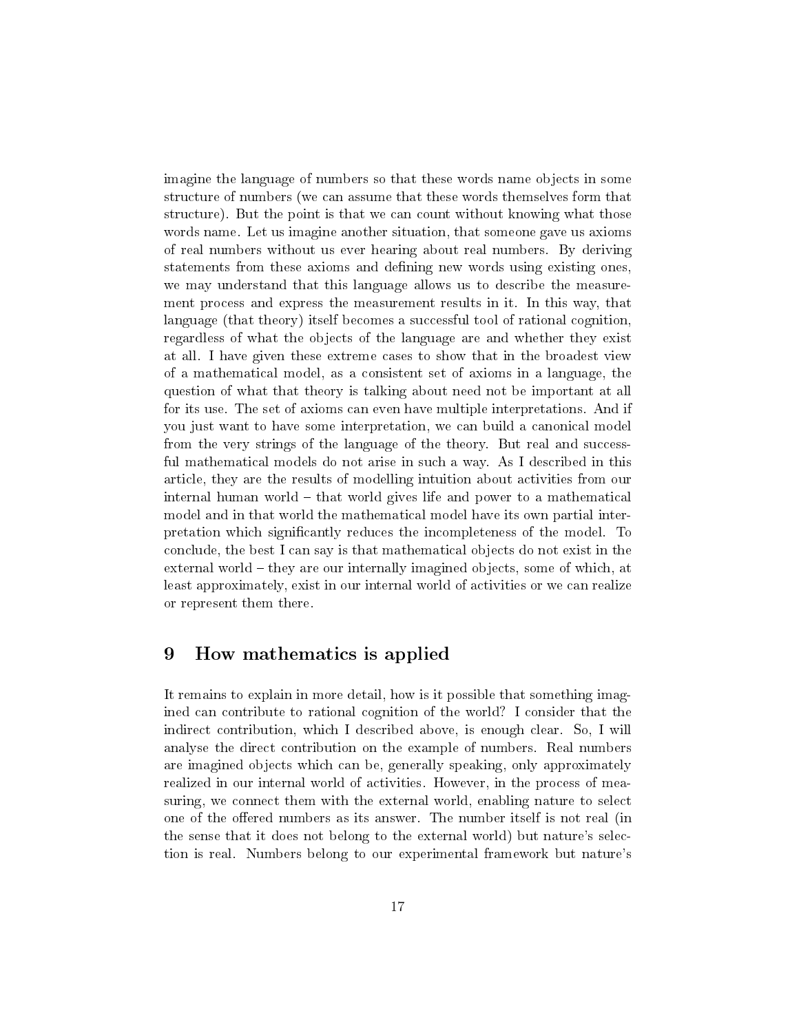imagine the language of numbers so that these words name objects in some structure of numbers (we can assume that these words themselves form that structure). But the point is that we can count without knowing what those words name. Let us imagine another situation, that someone gave us axioms of real numbers without us ever hearing about real numbers. By deriving statements from these axioms and defining new words using existing ones, we may understand that this language allows us to describe the measurement process and express the measurement results in it. In this way, that language (that theory) itself becomes a successful tool of rational cognition, regardless of what the objects of the language are and whether they exist at all. I have given these extreme cases to show that in the broadest view of a mathematical model, as a consistent set of axioms in a language, the question of what that theory is talking about need not be important at all for its use. The set of axioms can even have multiple interpretations. And if you just want to have some interpretation, we can build a canonical model from the very strings of the language of the theory. But real and successful mathematical models do not arise in such a way. As I described in this article, they are the results of modelling intuition about activities from our internal human world – that world gives life and power to a mathematical model and in that world the mathematical model have its own partial interpretation which significantly reduces the incompleteness of the model. To conclude, the best I can say is that mathematical objects do not exist in the external world – they are our internally imagined objects, some of which, at least approximately, exist in our internal world of activities or we can realize or represent them there.

## 9 How mathematics is applied

It remains to explain in more detail, how is it possible that something imagined can contribute to rational cognition of the world? I consider that the indirect contribution, which I described above, is enough clear. So, I will analyse the direct contribution on the example of numbers. Real numbers are imagined objects which can be, generally speaking, only approximately realized in our internal world of activities. However, in the process of measuring, we connect them with the external world, enabling nature to select one of the offered numbers as its answer. The number itself is not real (in the sense that it does not belong to the external world) but nature's selection is real. Numbers belong to our experimental framework but nature's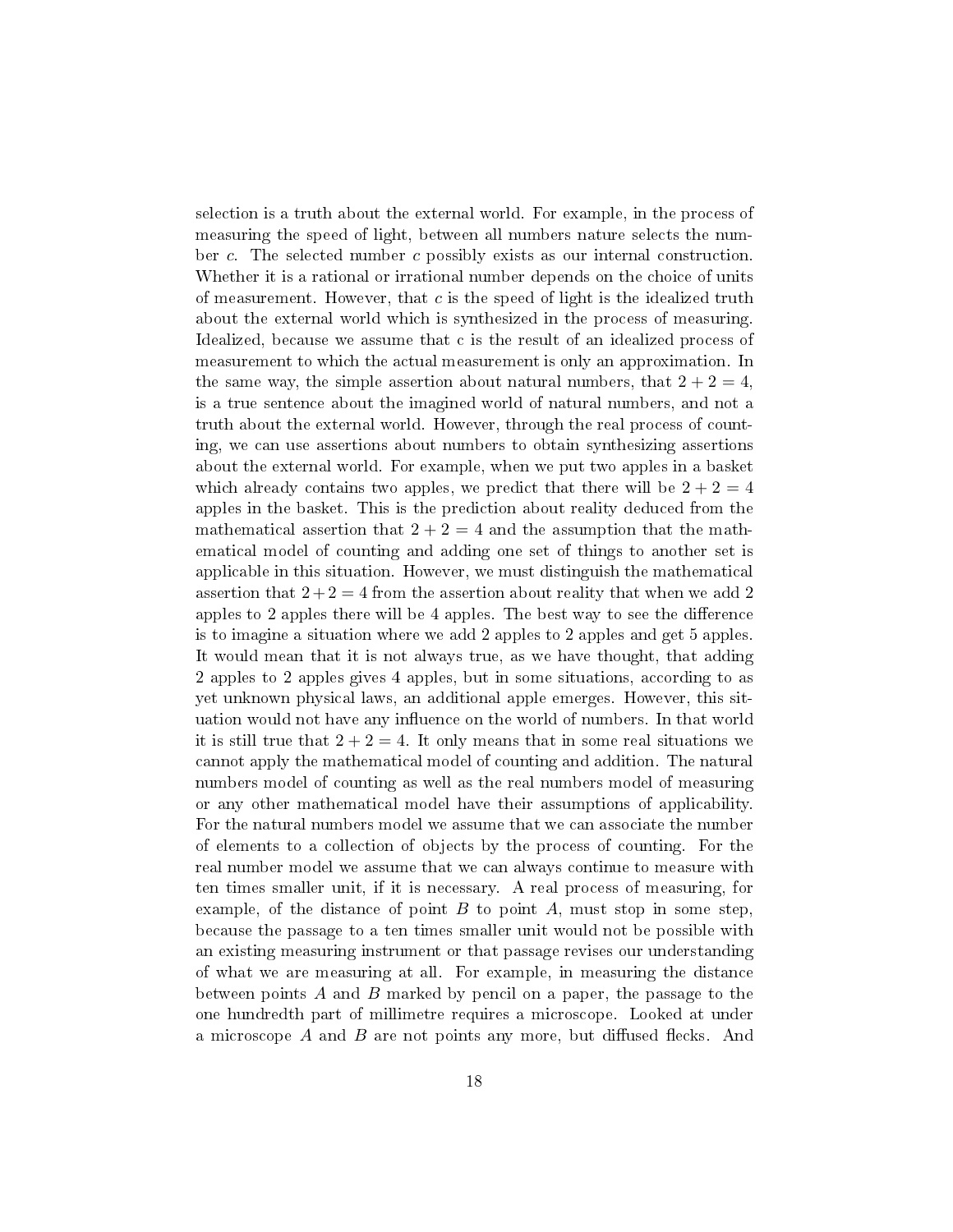selection is a truth about the external world. For example, in the process of measuring the speed of light, between all numbers nature selects the number $c$. The selected number $c$ possibly exists as our internal construction. Whether it is a rational or irrational number depends on the choice of units of measurement. However, that $c$ is the speed of light is the idealized truth about the external world which is synthesized in the process of measuring. Idealized, because we assume that c is the result of an idealized process of measurement to which the actual measurement is only an approximation. In the same way, the simple assertion about natural numbers, that $2 + 2 = 4$, is a true sentence about the imagined world of natural numbers, and not a truth about the external world. However, through the real process of counting, we can use assertions about numbers to obtain synthesizing assertions about the external world. For example, when we put two apples in a basket which already contains two apples, we predict that there will be $2 + 2 = 4$ apples in the basket. This is the prediction about reality deduced from the mathematical assertion that $2 + 2 = 4$ and the assumption that the mathematical model of counting and adding one set of things to another set is applicable in this situation. However, we must distinguish the mathematical assertion that $2+2 = 4$ from the assertion about reality that when we add 2 apples to 2 apples there will be 4 apples. The best way to see the difference is to imagine a situation where we add 2 apples to 2 apples and get 5 apples. It would mean that it is not always true, as we have thought, that adding 2 apples to 2 apples gives 4 apples, but in some situations, according to as yet unknown physical laws, an additional apple emerges. However, this situation would not have any influence on the world of numbers. In that world it is still true that $2 + 2 = 4$. It only means that in some real situations we cannot apply the mathematical model of counting and addition. The natural numbers model of counting as well as the real numbers model of measuring or any other mathematical model have their assumptions of applicability. For the natural numbers model we assume that we can associate the number of elements to a collection of objects by the process of counting. For the real number model we assume that we can always continue to measure with ten times smaller unit, if it is necessary. A real process of measuring, for example, of the distance of point $B$ to point $A$, must stop in some step, because the passage to a ten times smaller unit would not be possible with an existing measuring instrument or that passage revises our understanding of what we are measuring at all. For example, in measuring the distance between points $A$ and $B$ marked by pencil on a paper, the passage to the one hundredth part of millimetre requires a microscope. Looked at under a microscope $A$ and $B$ are not points any more, but diffused flecks. And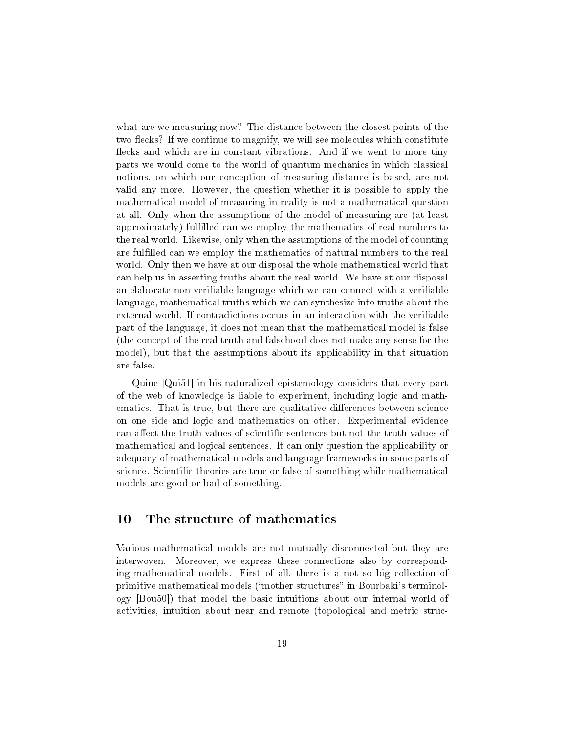what are we measuring now? The distance between the closest points of the two flecks? If we continue to magnify, we will see molecules which constitute flecks and which are in constant vibrations. And if we went to more tiny parts we would come to the world of quantum mechanics in which classical notions, on which our conception of measuring distance is based, are not valid any more. However, the question whether it is possible to apply the mathematical model of measuring in reality is not a mathematical question at all. Only when the assumptions of the model of measuring are (at least approximately) fulfilled can we employ the mathematics of real numbers to the real world. Likewise, only when the assumptions of the model of counting are fulfilled can we employ the mathematics of natural numbers to the real world. Only then we have at our disposal the whole mathematical world that can help us in asserting truths about the real world. We have at our disposal an elaborate non-verifiable language which we can connect with a verifiable language, mathematical truths which we can synthesize into truths about the external world. If contradictions occurs in an interaction with the verifiable part of the language, it does not mean that the mathematical model is false (the concept of the real truth and falsehood does not make any sense for the model), but that the assumptions about its applicability in that situation are false.

Quine [Qui51] in his naturalized epistemology considers that every part of the web of knowledge is liable to experiment, including logic and mathematics. That is true, but there are qualitative differences between science on one side and logic and mathematics on other. Experimental evidence can affect the truth values of scientific sentences but not the truth values of mathematical and logical sentences. It can only question the applicability or adequacy of mathematical models and language frameworks in some parts of science. Scientific theories are true or false of something while mathematical models are good or bad of something.

## 10 The structure of mathematics

Various mathematical models are not mutually disconnected but they are interwoven. Moreover, we express these connections also by corresponding mathematical models. First of all, there is a not so big collection of primitive mathematical models ("mother structures" in Bourbaki's terminology [Bou50]) that model the basic intuitions about our internal world of activities, intuition about near and remote (topological and metric struc-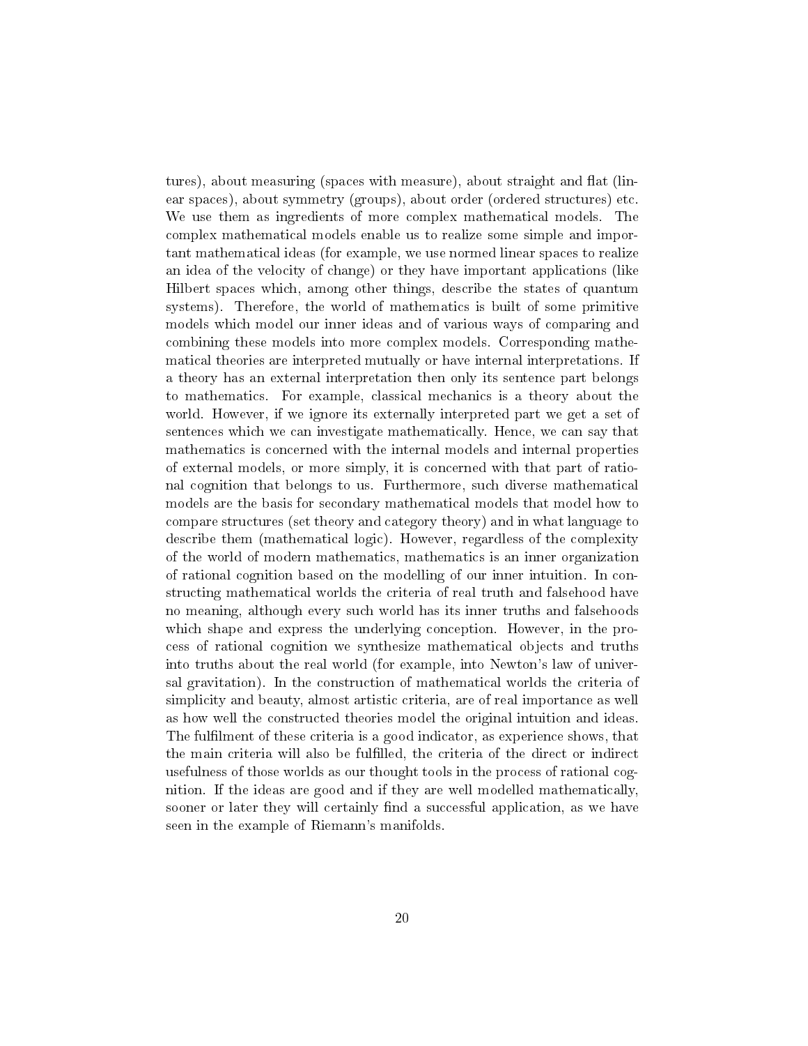tures), about measuring (spaces with measure), about straight and flat (linear spaces), about symmetry (groups), about order (ordered structures) etc. We use them as ingredients of more complex mathematical models. The complex mathematical models enable us to realize some simple and important mathematical ideas (for example, we use normed linear spaces to realize an idea of the velocity of change) or they have important applications (like Hilbert spaces which, among other things, describe the states of quantum systems). Therefore, the world of mathematics is built of some primitive models which model our inner ideas and of various ways of comparing and combining these models into more complex models. Corresponding mathematical theories are interpreted mutually or have internal interpretations. If a theory has an external interpretation then only its sentence part belongs to mathematics. For example, classical mechanics is a theory about the world. However, if we ignore its externally interpreted part we get a set of sentences which we can investigate mathematically. Hence, we can say that mathematics is concerned with the internal models and internal properties of external models, or more simply, it is concerned with that part of rational cognition that belongs to us. Furthermore, such diverse mathematical models are the basis for secondary mathematical models that model how to compare structures (set theory and category theory) and in what language to describe them (mathematical logic). However, regardless of the complexity of the world of modern mathematics, mathematics is an inner organization of rational cognition based on the modelling of our inner intuition. In constructing mathematical worlds the criteria of real truth and falsehood have no meaning, although every such world has its inner truths and falsehoods which shape and express the underlying conception. However, in the process of rational cognition we synthesize mathematical objects and truths into truths about the real world (for example, into Newton's law of universal gravitation). In the construction of mathematical worlds the criteria of simplicity and beauty, almost artistic criteria, are of real importance as well as how well the constructed theories model the original intuition and ideas. The fulfilment of these criteria is a good indicator, as experience shows, that the main criteria will also be fulfilled, the criteria of the direct or indirect usefulness of those worlds as our thought tools in the process of rational cognition. If the ideas are good and if they are well modelled mathematically, sooner or later they will certainly find a successful application, as we have seen in the example of Riemann's manifolds.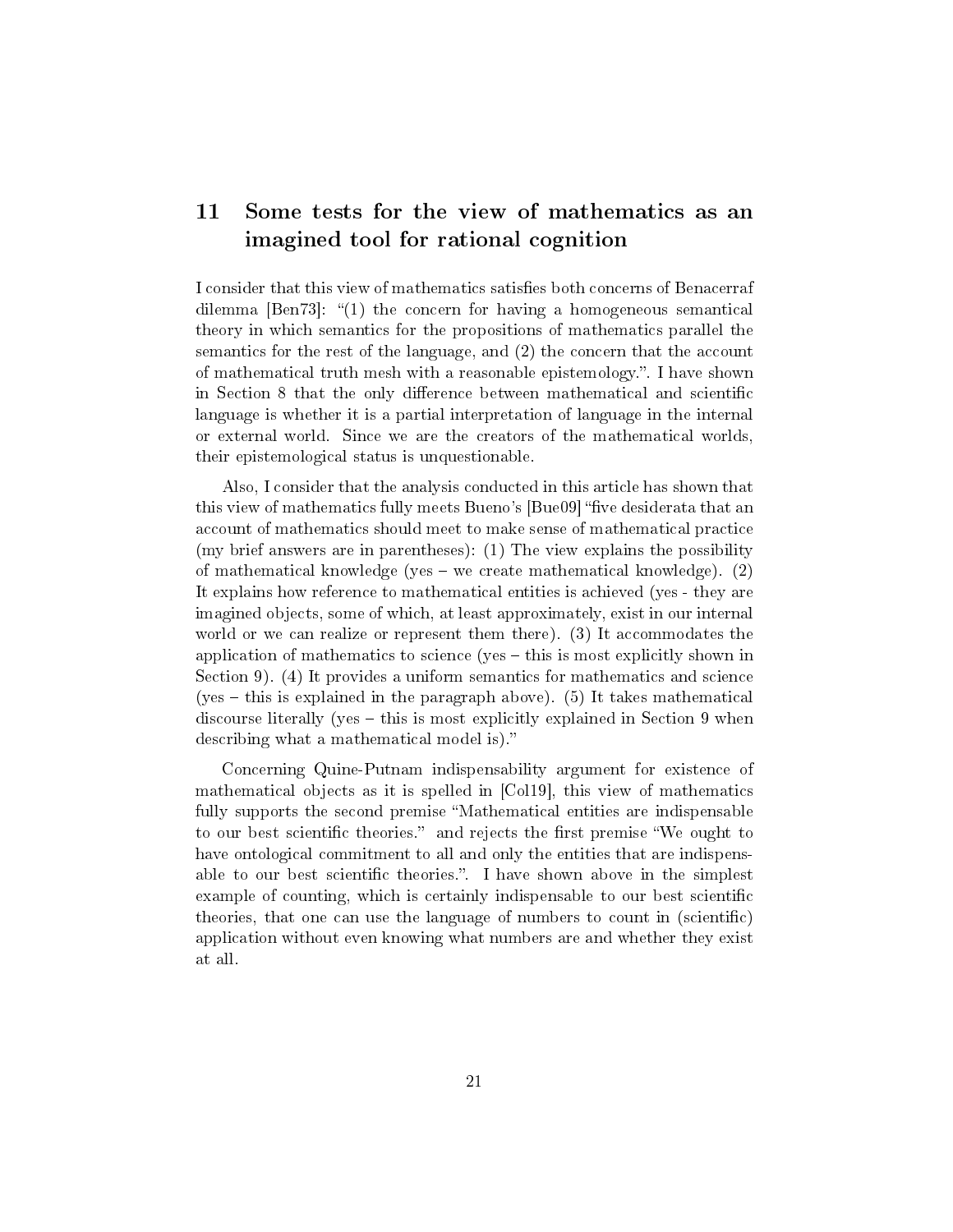## 11 Some tests for the view of mathematics as an imagined tool for rational cognition

I consider that this view of mathematics satisfies both concerns of Benacerraf dilemma [Ben73]: "(1) the concern for having a homogeneous semantical theory in which semantics for the propositions of mathematics parallel the semantics for the rest of the language, and (2) the concern that the account of mathematical truth mesh with a reasonable epistemology.". I have shown in Section 8 that the only difference between mathematical and scientific language is whether it is a partial interpretation of language in the internal or external world. Since we are the creators of the mathematical worlds, their epistemological status is unquestionable.

Also, I consider that the analysis conducted in this article has shown that this view of mathematics fully meets Bueno's [Bue09] "five desiderata that an account of mathematics should meet to make sense of mathematical practice (my brief answers are in parentheses): (1) The view explains the possibility of mathematical knowledge (yes – we create mathematical knowledge). (2) It explains how reference to mathematical entities is achieved (yes - they are imagined objects, some of which, at least approximately, exist in our internal world or we can realize or represent them there). (3) It accommodates the application of mathematics to science (yes – this is most explicitly shown in Section 9). (4) It provides a uniform semantics for mathematics and science (yes – this is explained in the paragraph above). (5) It takes mathematical discourse literally (yes – this is most explicitly explained in Section 9 when describing what a mathematical model is)."

Concerning Quine-Putnam indispensability argument for existence of mathematical objects as it is spelled in [Col19], this view of mathematics fully supports the second premise "Mathematical entities are indispensable to our best scientific theories." and rejects the first premise "We ought to have ontological commitment to all and only the entities that are indispensable to our best scientific theories.". I have shown above in the simplest example of counting, which is certainly indispensable to our best scientific theories, that one can use the language of numbers to count in (scientific) application without even knowing what numbers are and whether they exist at all.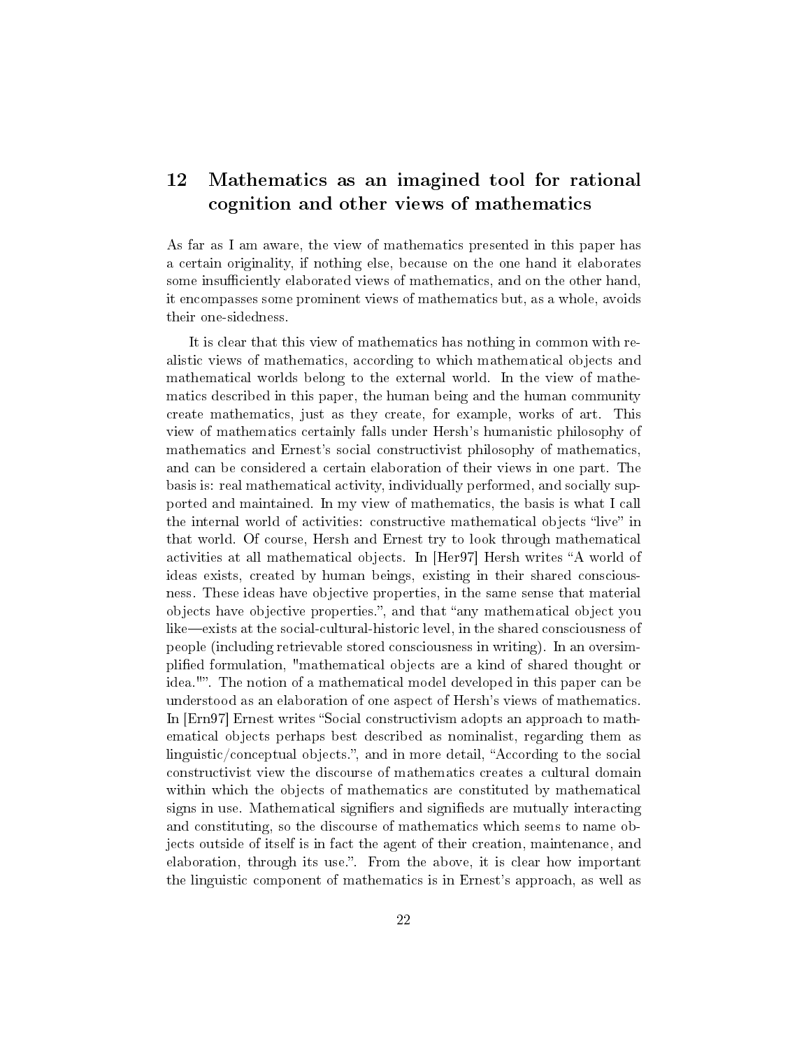## 12 Mathematics as an imagined tool for rational cognition and other views of mathematics

As far as I am aware, the view of mathematics presented in this paper has a certain originality, if nothing else, because on the one hand it elaborates some insufficiently elaborated views of mathematics, and on the other hand, it encompasses some prominent views of mathematics but, as a whole, avoids their one-sidedness.

It is clear that this view of mathematics has nothing in common with realistic views of mathematics, according to which mathematical objects and mathematical worlds belong to the external world. In the view of mathematics described in this paper, the human being and the human community create mathematics, just as they create, for example, works of art. This view of mathematics certainly falls under Hersh's humanistic philosophy of mathematics and Ernest's social constructivist philosophy of mathematics, and can be considered a certain elaboration of their views in one part. The basis is: real mathematical activity, individually performed, and socially supported and maintained. In my view of mathematics, the basis is what I call the internal world of activities: constructive mathematical objects "live" in that world. Of course, Hersh and Ernest try to look through mathematical activities at all mathematical objects. In [Her97] Hersh writes "A world of ideas exists, created by human beings, existing in their shared consciousness. These ideas have objective properties, in the same sense that material objects have objective properties.", and that "any mathematical object you like—exists at the social-cultural-historic level, in the shared consciousness of people (including retrievable stored consciousness in writing). In an oversimplified formulation, "mathematical objects are a kind of shared thought or idea."". The notion of a mathematical model developed in this paper can be understood as an elaboration of one aspect of Hersh's views of mathematics. In [Ern97] Ernest writes "Social constructivism adopts an approach to mathematical objects perhaps best described as nominalist, regarding them as linguistic/conceptual objects.", and in more detail, "According to the social constructivist view the discourse of mathematics creates a cultural domain within which the objects of mathematics are constituted by mathematical signs in use. Mathematical signifiers and signifieds are mutually interacting and constituting, so the discourse of mathematics which seems to name objects outside of itself is in fact the agent of their creation, maintenance, and elaboration, through its use.". From the above, it is clear how important the linguistic component of mathematics is in Ernest's approach, as well as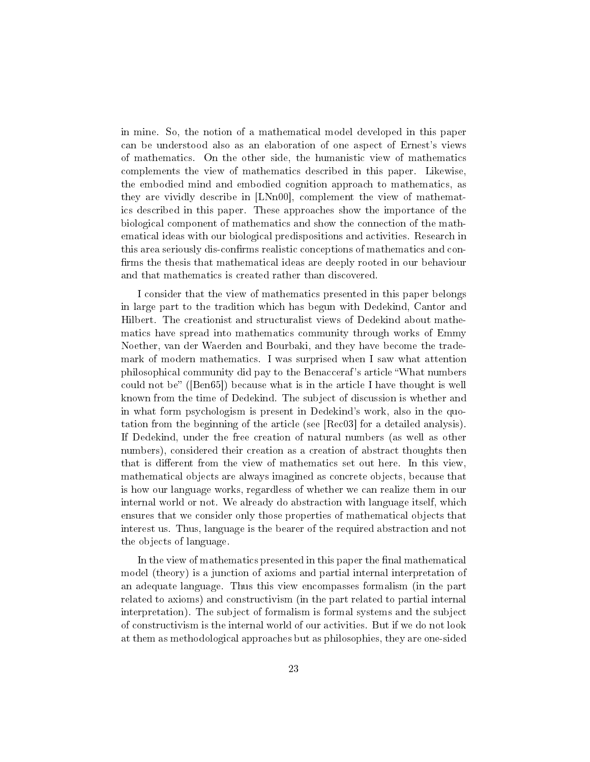in mine. So, the notion of a mathematical model developed in this paper can be understood also as an elaboration of one aspect of Ernest's views of mathematics. On the other side, the humanistic view of mathematics complements the view of mathematics described in this paper. Likewise, the embodied mind and embodied cognition approach to mathematics, as they are vividly describe in [LNn00], complement the view of mathematics described in this paper. These approaches show the importance of the biological component of mathematics and show the connection of the mathematical ideas with our biological predispositions and activities. Research in this area seriously dis-confirms realistic conceptions of mathematics and confirms the thesis that mathematical ideas are deeply rooted in our behaviour and that mathematics is created rather than discovered.

I consider that the view of mathematics presented in this paper belongs in large part to the tradition which has begun with Dedekind, Cantor and Hilbert. The creationist and structuralist views of Dedekind about mathematics have spread into mathematics community through works of Emmy Noether, van der Waerden and Bourbaki, and they have become the trademark of modern mathematics. I was surprised when I saw what attention philosophical community did pay to the Benacceraf's article "What numbers could not be" ([Ben65]) because what is in the article I have thought is well known from the time of Dedekind. The subject of discussion is whether and in what form psychologism is present in Dedekind's work, also in the quotation from the beginning of the article (see [Rec03] for a detailed analysis). If Dedekind, under the free creation of natural numbers (as well as other numbers), considered their creation as a creation of abstract thoughts then that is different from the view of mathematics set out here. In this view, mathematical objects are always imagined as concrete objects, because that is how our language works, regardless of whether we can realize them in our internal world or not. We already do abstraction with language itself, which ensures that we consider only those properties of mathematical objects that interest us. Thus, language is the bearer of the required abstraction and not the objects of language.

In the view of mathematics presented in this paper the final mathematical model (theory) is a junction of axioms and partial internal interpretation of an adequate language. Thus this view encompasses formalism (in the part related to axioms) and constructivism (in the part related to partial internal interpretation). The subject of formalism is formal systems and the subject of constructivism is the internal world of our activities. But if we do not look at them as methodological approaches but as philosophies, they are one-sided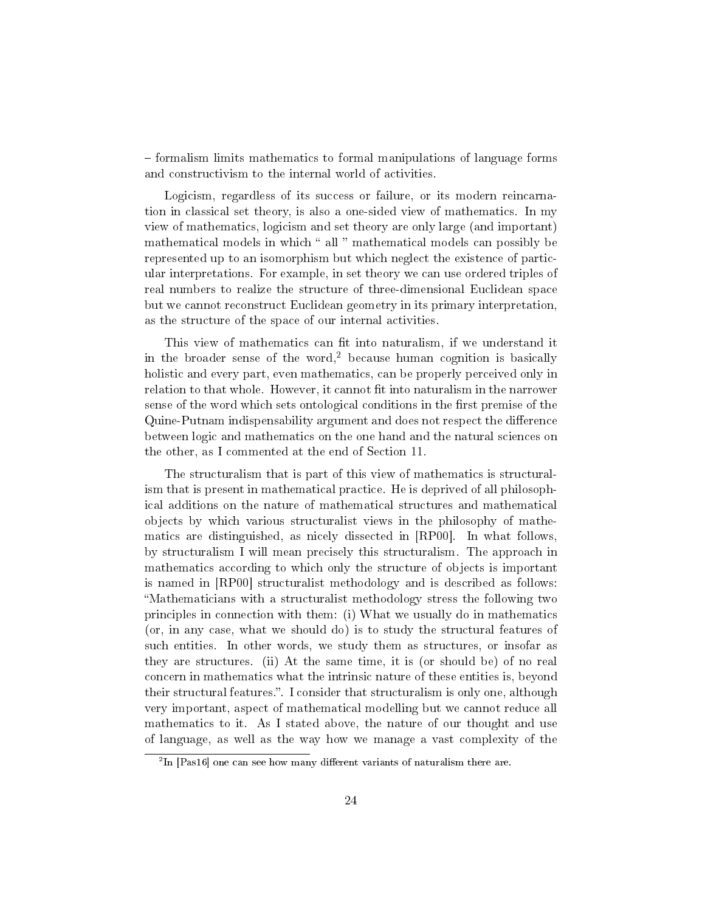– formalism limits mathematics to formal manipulations of language forms and constructivism to the internal world of activities.

Logicism, regardless of its success or failure, or its modern reincarnation in classical set theory, is also a one-sided view of mathematics. In my view of mathematics, logicism and set theory are only large (and important) mathematical models in which " all " mathematical models can possibly be represented up to an isomorphism but which neglect the existence of particular interpretations. For example, in set theory we can use ordered triples of real numbers to realize the structure of three-dimensional Euclidean space but we cannot reconstruct Euclidean geometry in its primary interpretation, as the structure of the space of our internal activities.

This view of mathematics can fit into naturalism, if we understand it in the broader sense of the word,[2] because human cognition is basically holistic and every part, even mathematics, can be properly perceived only in relation to that whole. However, it cannot fit into naturalism in the narrower sense of the word which sets ontological conditions in the first premise of the Quine-Putnam indispensability argument and does not respect the difference between logic and mathematics on the one hand and the natural sciences on the other, as I commented at the end of Section 11.

The structuralism that is part of this view of mathematics is structuralism that is present in mathematical practice. He is deprived of all philosophical additions on the nature of mathematical structures and mathematical objects by which various structuralist views in the philosophy of mathematics are distinguished, as nicely dissected in [RP00]. In what follows, by structuralism I will mean precisely this structuralism. The approach in mathematics according to which only the structure of objects is important is named in [RP00] structuralist methodology and is described as follows: "Mathematicians with a structuralist methodology stress the following two principles in connection with them: (i) What we usually do in mathematics (or, in any case, what we should do) is to study the structural features of such entities. In other words, we study them as structures, or insofar as they are structures. (ii) At the same time, it is (or should be) of no real concern in mathematics what the intrinsic nature of these entities is, beyond their structural features.". I consider that structuralism is only one, although very important, aspect of mathematical modelling but we cannot reduce all mathematics to it. As I stated above, the nature of our thought and use of language, as well as the way how we manage a vast complexity of the

[2] In [Pas16] one can see how many different variants of naturalism there are.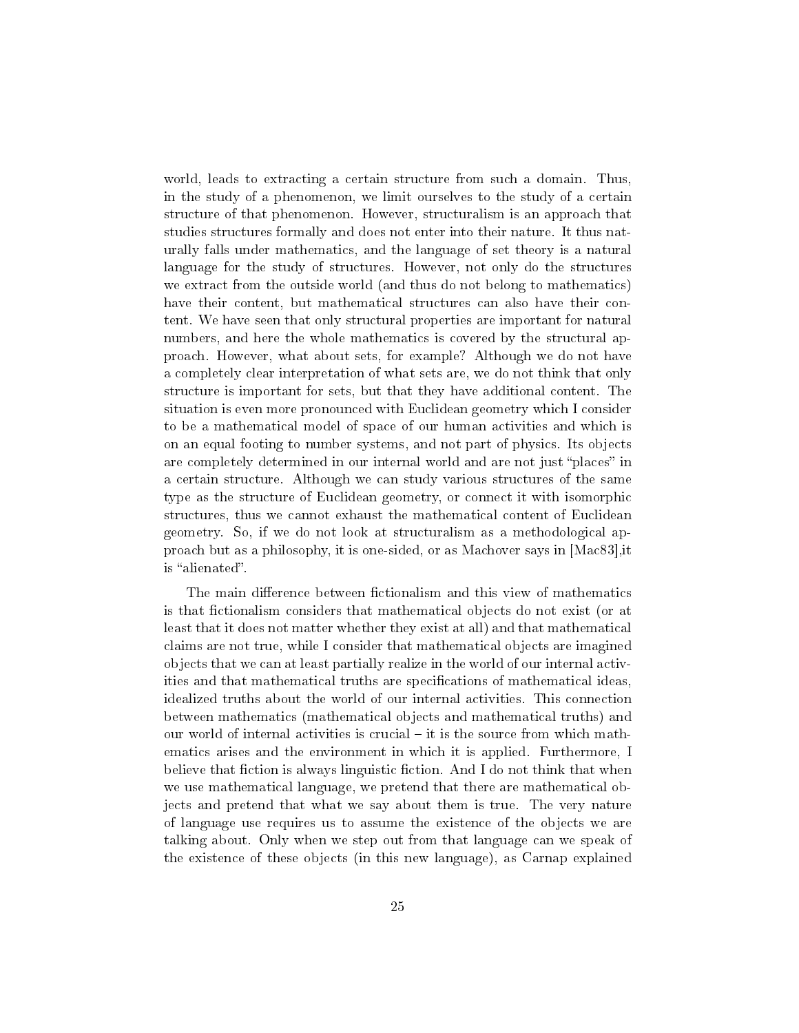world, leads to extracting a certain structure from such a domain. Thus, in the study of a phenomenon, we limit ourselves to the study of a certain structure of that phenomenon. However, structuralism is an approach that studies structures formally and does not enter into their nature. It thus naturally falls under mathematics, and the language of set theory is a natural language for the study of structures. However, not only do the structures we extract from the outside world (and thus do not belong to mathematics) have their content, but mathematical structures can also have their content. We have seen that only structural properties are important for natural numbers, and here the whole mathematics is covered by the structural approach. However, what about sets, for example? Although we do not have a completely clear interpretation of what sets are, we do not think that only structure is important for sets, but that they have additional content. The situation is even more pronounced with Euclidean geometry which I consider to be a mathematical model of space of our human activities and which is on an equal footing to number systems, and not part of physics. Its objects are completely determined in our internal world and are not just "places" in a certain structure. Although we can study various structures of the same type as the structure of Euclidean geometry, or connect it with isomorphic structures, thus we cannot exhaust the mathematical content of Euclidean geometry. So, if we do not look at structuralism as a methodological approach but as a philosophy, it is one-sided, or as Machover says in [Mac83],it is "alienated".

The main difference between fictionalism and this view of mathematics is that fictionalism considers that mathematical objects do not exist (or at least that it does not matter whether they exist at all) and that mathematical claims are not true, while I consider that mathematical objects are imagined objects that we can at least partially realize in the world of our internal activities and that mathematical truths are specifications of mathematical ideas, idealized truths about the world of our internal activities. This connection between mathematics (mathematical objects and mathematical truths) and our world of internal activities is crucial – it is the source from which mathematics arises and the environment in which it is applied. Furthermore, I believe that fiction is always linguistic fiction. And I do not think that when we use mathematical language, we pretend that there are mathematical objects and pretend that what we say about them is true. The very nature of language use requires us to assume the existence of the objects we are talking about. Only when we step out from that language can we speak of the existence of these objects (in this new language), as Carnap explained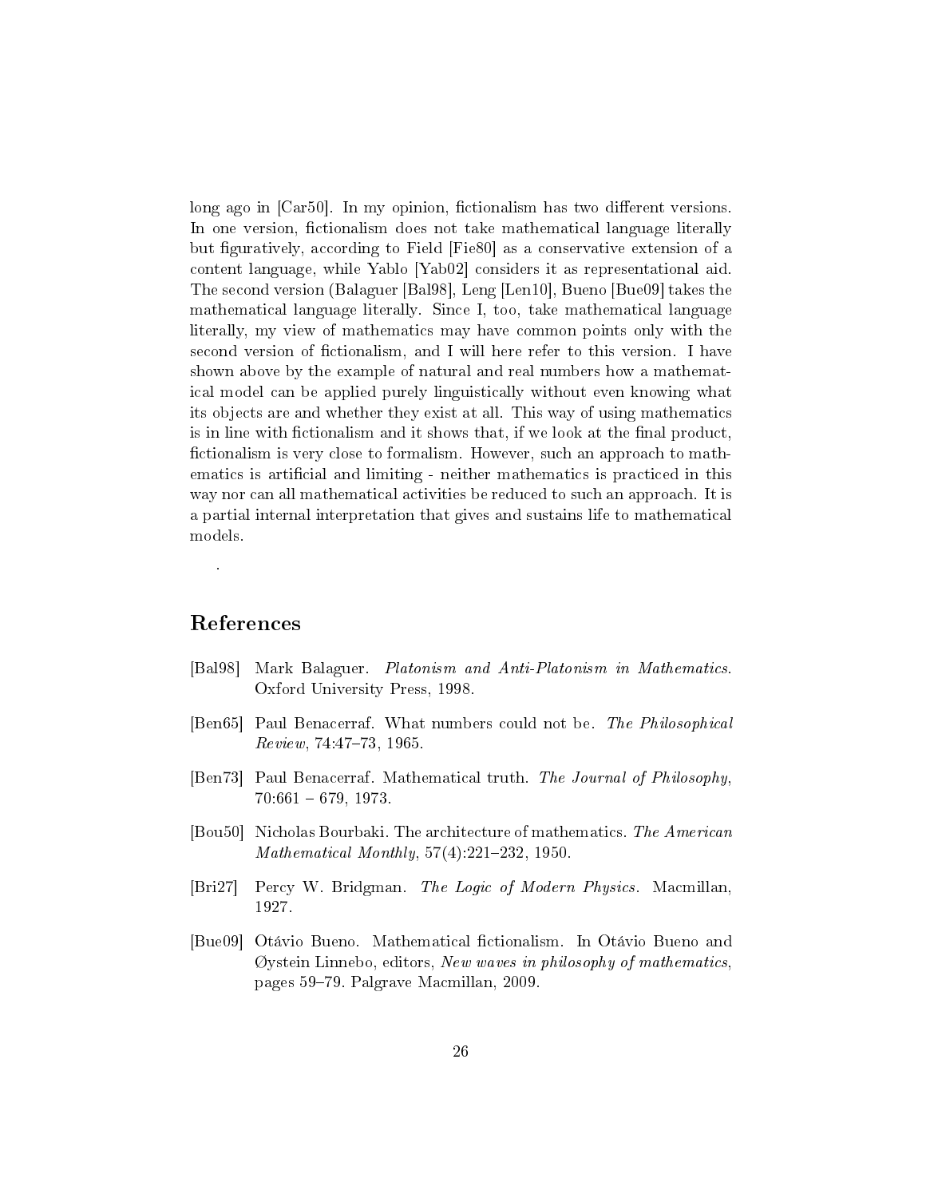long ago in [Car50]. In my opinion, fictionalism has two different versions. In one version, fictionalism does not take mathematical language literally but figuratively, according to Field [Fie80] as a conservative extension of a content language, while Yablo [Yab02] considers it as representational aid. The second version (Balaguer [Bal98], Leng [Len10], Bueno [Bue09] takes the mathematical language literally. Since I, too, take mathematical language literally, my view of mathematics may have common points only with the second version of fictionalism, and I will here refer to this version. I have shown above by the example of natural and real numbers how a mathematical model can be applied purely linguistically without even knowing what its objects are and whether they exist at all. This way of using mathematics is in line with fictionalism and it shows that, if we look at the final product, fictionalism is very close to formalism. However, such an approach to mathematics is artificial and limiting - neither mathematics is practiced in this way nor can all mathematical activities be reduced to such an approach. It is a partial internal interpretation that gives and sustains life to mathematical models.

.

## References

[Bal98] Mark Balaguer. *Platonism and Anti-Platonism in Mathematics*. Oxford University Press, 1998.

[Ben65] Paul Benacerraf. What numbers could not be. *The Philosophical Review*, 74:47–73, 1965.

[Ben73] Paul Benacerraf. Mathematical truth. *The Journal of Philosophy*, 70:661 – 679, 1973.

[Bou50] Nicholas Bourbaki. The architecture of mathematics. *The American Mathematical Monthly*, 57(4):221–232, 1950.

[Bri27] Percy W. Bridgman. *The Logic of Modern Physics*. Macmillan, 1927.

[Bue09] Otávio Bueno. Mathematical fictionalism. In Otávio Bueno and Øystein Linnebo, editors, *New waves in philosophy of mathematics*, pages 59–79. Palgrave Macmillan, 2009.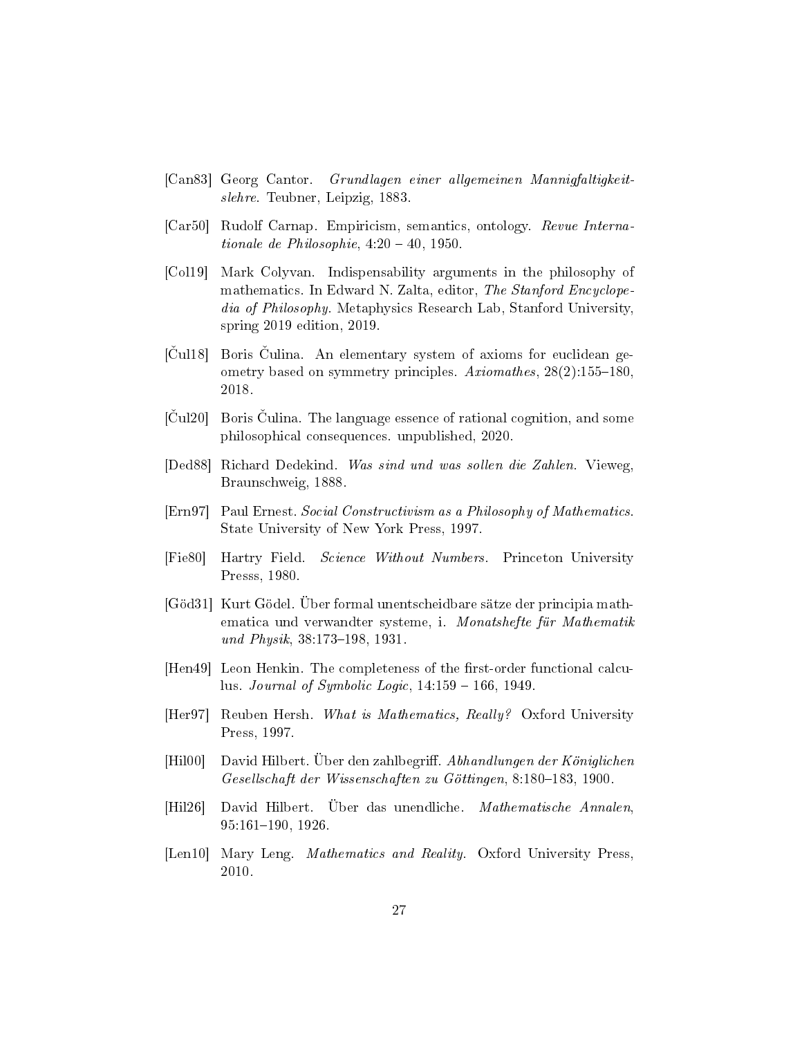[Can83] Georg Cantor. *Grundlagen einer allgemeinen Mannigfaltigkeitslehre*. Teubner, Leipzig, 1883.

[Car50] Rudolf Carnap. Empiricism, semantics, ontology. *Revue Internationale de Philosophie*, 4:20 – 40, 1950.

[Col19] Mark Colyvan. Indispensability arguments in the philosophy of mathematics. In Edward N. Zalta, editor, *The Stanford Encyclopedia of Philosophy*. Metaphysics Research Lab, Stanford University, spring 2019 edition, 2019.

[Čul18] Boris Čulina. An elementary system of axioms for euclidean geometry based on symmetry principles. *Axiomathes*, 28(2):155–180, 2018.

[Čul20] Boris Čulina. The language essence of rational cognition, and some philosophical consequences. unpublished, 2020.

[Ded88] Richard Dedekind. *Was sind und was sollen die Zahlen*. Vieweg, Braunschweig, 1888.

[Ern97] Paul Ernest. *Social Constructivism as a Philosophy of Mathematics*. State University of New York Press, 1997.

[Fie80] Hartry Field. *Science Without Numbers*. Princeton University Presss, 1980.

[Göd31] Kurt Gödel. Über formal unentscheidbare sätze der principia mathematica und verwandter systeme, i. *Monatshefte für Mathematik und Physik*, 38:173–198, 1931.

[Hen49] Leon Henkin. The completeness of the first-order functional calculus. *Journal of Symbolic Logic*, 14:159 – 166, 1949.

[Her97] Reuben Hersh. *What is Mathematics, Really?* Oxford University Press, 1997.

[Hil00] David Hilbert. Über den zahlbegriff. *Abhandlungen der Königlichen Gesellschaft der Wissenschaften zu Göttingen*, 8:180–183, 1900.

[Hil26] David Hilbert. Über das unendliche. *Mathematische Annalen*, 95:161–190, 1926.

[Len10] Mary Leng. *Mathematics and Reality*. Oxford University Press, 2010.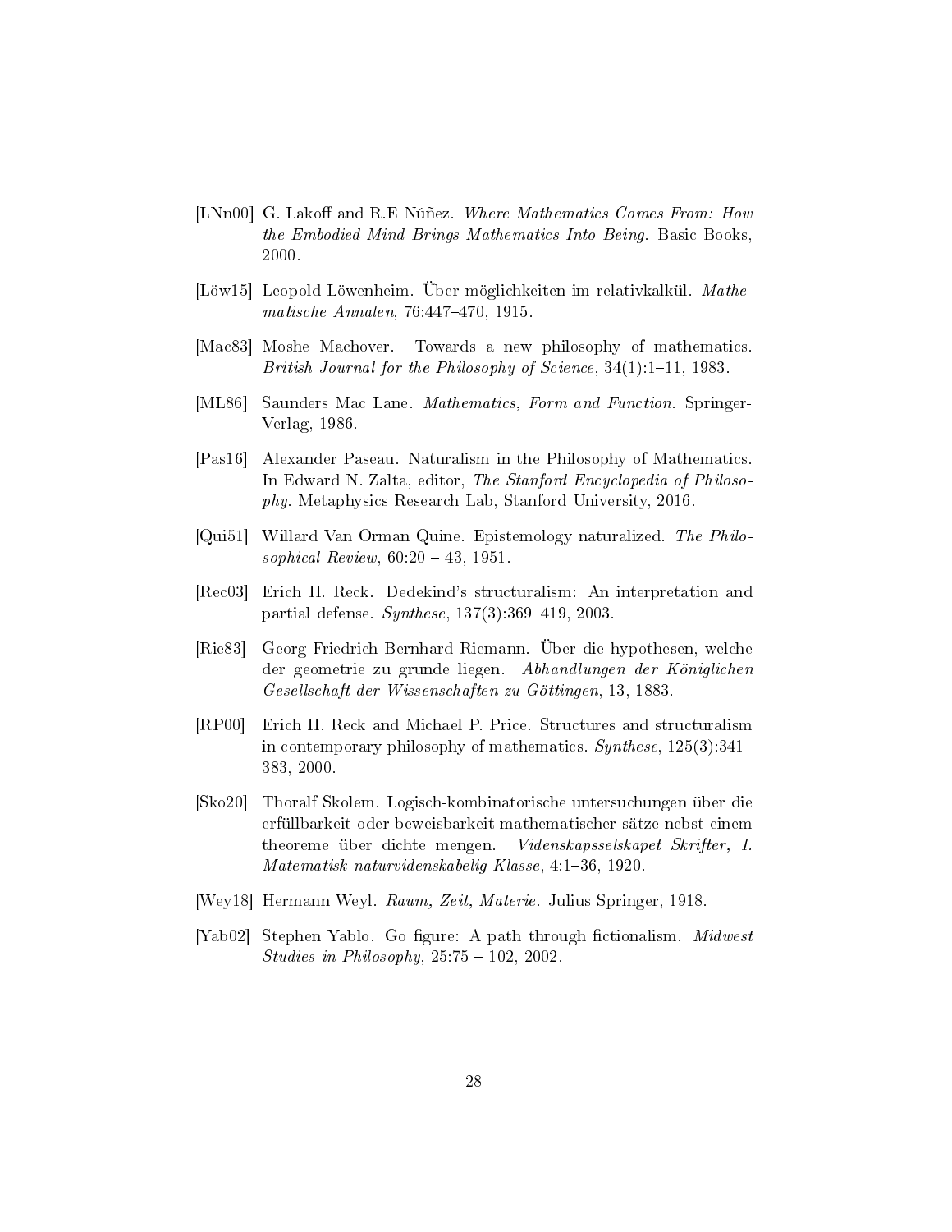[LNn00] G. Lakoff and R.E Núñez. *Where Mathematics Comes From: How the Embodied Mind Brings Mathematics Into Being*. Basic Books, 2000.

[Löw15] Leopold Löwenheim. Über möglichkeiten im relativkalkül. *Mathematische Annalen*, 76:447–470, 1915.

[Mac83] Moshe Machover. Towards a new philosophy of mathematics. *British Journal for the Philosophy of Science*, 34(1):1–11, 1983.

[ML86] Saunders Mac Lane. *Mathematics, Form and Function*. Springer-Verlag, 1986.

[Pas16] Alexander Paseau. Naturalism in the Philosophy of Mathematics. In Edward N. Zalta, editor, *The Stanford Encyclopedia of Philosophy*. Metaphysics Research Lab, Stanford University, 2016.

[Qui51] Willard Van Orman Quine. Epistemology naturalized. *The Philosophical Review*, 60:20 – 43, 1951.

[Rec03] Erich H. Reck. Dedekind's structuralism: An interpretation and partial defense. *Synthese*, 137(3):369–419, 2003.

[Rie83] Georg Friedrich Bernhard Riemann. Über die hypothesen, welche der geometrie zu grunde liegen. *Abhandlungen der Königlichen Gesellschaft der Wissenschaften zu Göttingen*, 13, 1883.

[RP00] Erich H. Reck and Michael P. Price. Structures and structuralism in contemporary philosophy of mathematics. *Synthese*, 125(3):341–383, 2000.

[Sko20] Thoralf Skolem. Logisch-kombinatorische untersuchungen über die erfüllbarkeit oder beweisbarkeit mathematischer sätze nebst einem theoreme über dichte mengen. *Videnskapsselskapet Skrifter, I. Matematisk-naturvidenskabelig Klasse*, 4:1–36, 1920.

[Wey18] Hermann Weyl. *Raum, Zeit, Materie*. Julius Springer, 1918.

[Yab02] Stephen Yablo. Go figure: A path through fictionalism. *Midwest Studies in Philosophy*, 25:75 – 102, 2002.